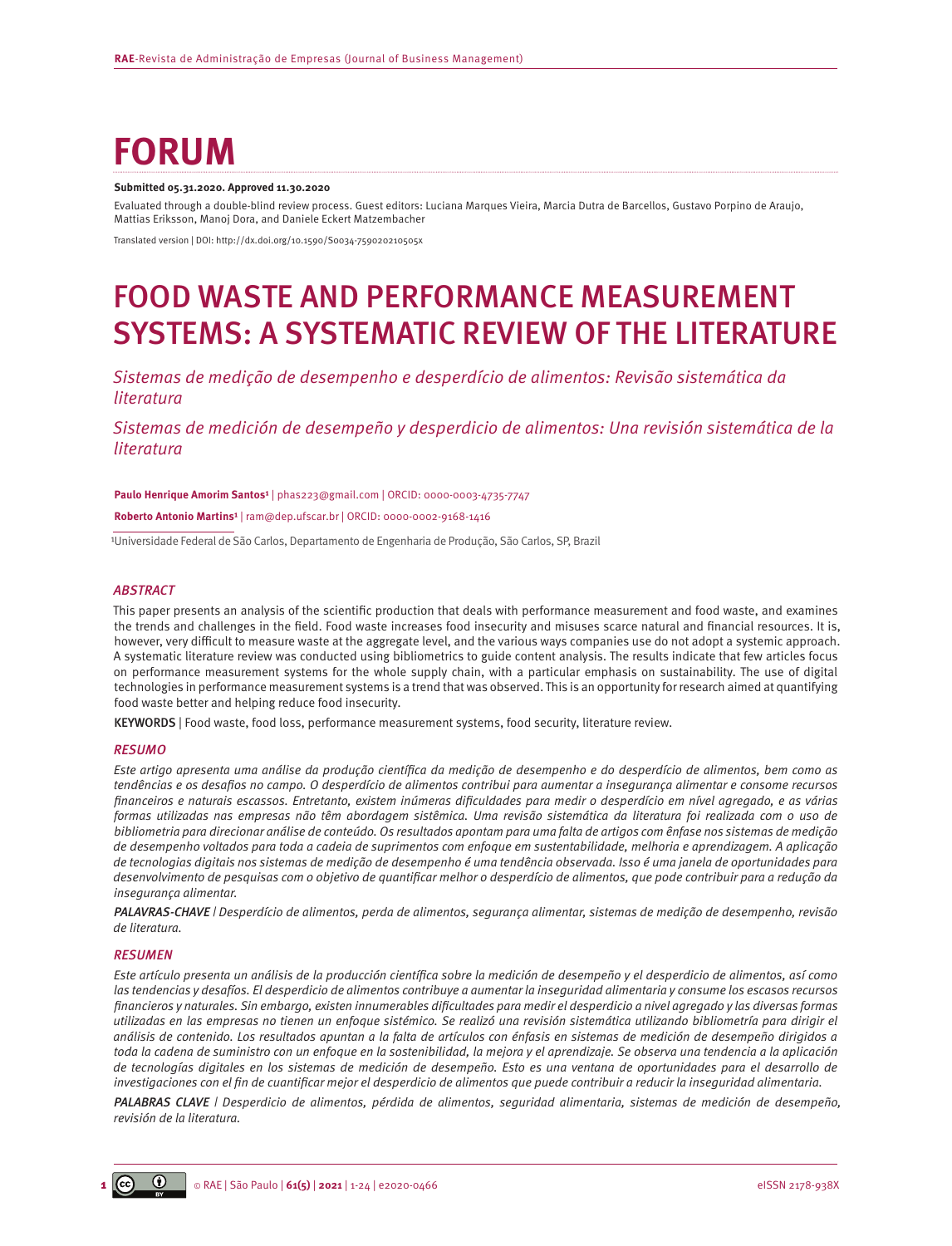# FORUM

**Submitted 05.31.2020. Approved 11.30.2020**

Evaluated through a double-blind review process. Guest editors: Luciana Marques Vieira, Marcia Dutra de Barcellos, Gustavo Porpino de Araujo, Mattias Eriksson, Manoj Dora, and Daniele Eckert Matzembacher

Translated version | DOI: http://dx.doi.org/10.1590/S0034-759020210505x

# FOOD WASTE AND PERFORMANCE MEASUREMENT SYSTEMS: A SYSTEMATIC REVIEW OF THE LITERATURE

*Sistemas de medição de desempenho e desperdício de alimentos: Revisão sistemática da literatura*

*Sistemas de medición de desempeño y desperdicio de alimentos: Una revisión sistemática de la literatura*

**Paulo Henrique Amorim Santos**[1] | phas223@gmail.com | ORCID: 0000-0003-4735-7747

**Roberto Antonio Martins**[1] | ram@dep.ufscar.br | ORCID: 0000-0002-9168-1416

[1]Universidade Federal de São Carlos, Departamento de Engenharia de Produção, São Carlos, SP, Brazil

### *ABSTRACT*

This paper presents an analysis of the scientific production that deals with performance measurement and food waste, and examines the trends and challenges in the field. Food waste increases food insecurity and misuses scarce natural and financial resources. It is, however, very difficult to measure waste at the aggregate level, and the various ways companies use do not adopt a systemic approach. A systematic literature review was conducted using bibliometrics to guide content analysis. The results indicate that few articles focus on performance measurement systems for the whole supply chain, with a particular emphasis on sustainability. The use of digital technologies in performance measurement systems is a trend that was observed. This is an opportunity for research aimed at quantifying food waste better and helping reduce food insecurity.

KEYWORDS | Food waste, food loss, performance measurement systems, food security, literature review.

### *RESUMO*

*Este artigo apresenta uma análise da produção científica da medição de desempenho e do desperdício de alimentos, bem como as tendências e os desafios no campo. O desperdício de alimentos contribui para aumentar a insegurança alimentar e consome recursos financeiros e naturais escassos. Entretanto, existem inúmeras dificuldades para medir o desperdício em nível agregado, e as várias formas utilizadas nas empresas não têm abordagem sistêmica. Uma revisão sistemática da literatura foi realizada com o uso de bibliometria para direcionar análise de conteúdo. Os resultados apontam para uma falta de artigos com ênfase nos sistemas de medição de desempenho voltados para toda a cadeia de suprimentos com enfoque em sustentabilidade, melhoria e aprendizagem. A aplicação de tecnologias digitais nos sistemas de medição de desempenho é uma tendência observada. Isso é uma janela de oportunidades para desenvolvimento de pesquisas com o objetivo de quantificar melhor o desperdício de alimentos, que pode contribuir para a redução da insegurança alimentar.*

*PALAVRAS-CHAVE | Desperdício de alimentos, perda de alimentos, segurança alimentar, sistemas de medição de desempenho, revisão de literatura.*

### *RESUMEN*

*Este artículo presenta un análisis de la producción científica sobre la medición de desempeño y el desperdicio de alimentos, así como las tendencias y desafíos. El desperdicio de alimentos contribuye a aumentar la inseguridad alimentaria y consume los escasos recursos financieros y naturales. Sin embargo, existen innumerables dificultades para medir el desperdicio a nivel agregado y las diversas formas utilizadas en las empresas no tienen un enfoque sistémico. Se realizó una revisión sistemática utilizando bibliometría para dirigir el análisis de contenido. Los resultados apuntan a la falta de artículos con énfasis en sistemas de medición de desempeño dirigidos a toda la cadena de suministro con un enfoque en la sostenibilidad, la mejora y el aprendizaje. Se observa una tendencia a la aplicación de tecnologías digitales en los sistemas de medición de desempeño. Esto es una ventana de oportunidades para el desarrollo de investigaciones con el fin de cuantificar mejor el desperdicio de alimentos que puede contribuir a reducir la inseguridad alimentaria.*

*PALABRAS CLAVE | Desperdicio de alimentos, pérdida de alimentos, seguridad alimentaria, sistemas de medición de desempeño, revisión de la literatura.*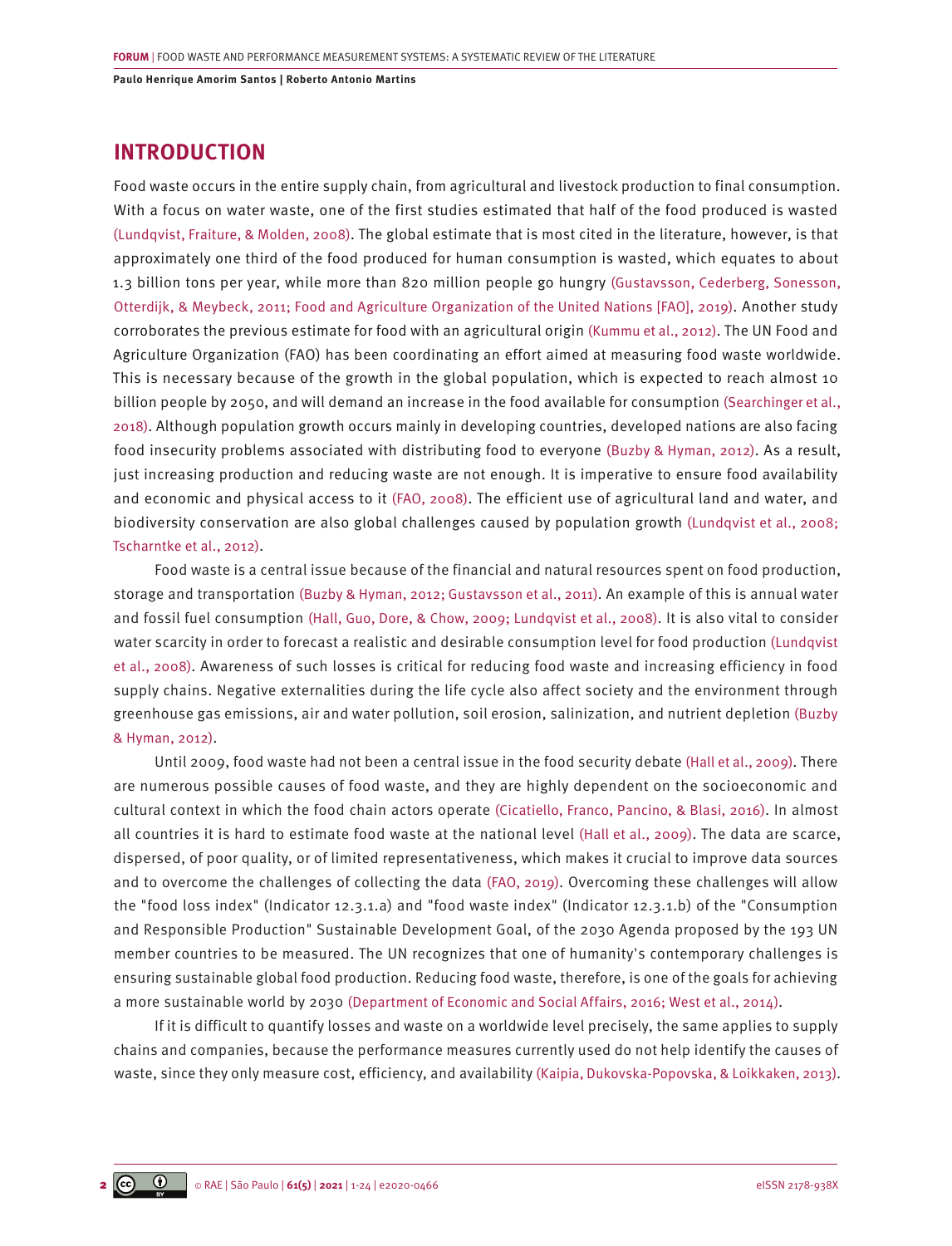## INTRODUCTION

Food waste occurs in the entire supply chain, from agricultural and livestock production to final consumption. With a focus on water waste, one of the first studies estimated that half of the food produced is wasted (Lundqvist, Fraiture, & Molden, 2008). The global estimate that is most cited in the literature, however, is that approximately one third of the food produced for human consumption is wasted, which equates to about 1.3 billion tons per year, while more than 820 million people go hungry (Gustavsson, Cederberg, Sonesson, Otterdijk, & Meybeck, 2011; Food and Agriculture Organization of the United Nations [FAO], 2019). Another study corroborates the previous estimate for food with an agricultural origin (Kummu et al., 2012). The UN Food and Agriculture Organization (FAO) has been coordinating an effort aimed at measuring food waste worldwide. This is necessary because of the growth in the global population, which is expected to reach almost 10 billion people by 2050, and will demand an increase in the food available for consumption (Searchinger et al., 2018). Although population growth occurs mainly in developing countries, developed nations are also facing food insecurity problems associated with distributing food to everyone (Buzby & Hyman, 2012). As a result, just increasing production and reducing waste are not enough. It is imperative to ensure food availability and economic and physical access to it (FAO, 2008). The efficient use of agricultural land and water, and biodiversity conservation are also global challenges caused by population growth (Lundqvist et al., 2008; Tscharntke et al., 2012).

Food waste is a central issue because of the financial and natural resources spent on food production, storage and transportation (Buzby & Hyman, 2012; Gustavsson et al., 2011). An example of this is annual water and fossil fuel consumption (Hall, Guo, Dore, & Chow, 2009; Lundqvist et al., 2008). It is also vital to consider water scarcity in order to forecast a realistic and desirable consumption level for food production (Lundqvist et al., 2008). Awareness of such losses is critical for reducing food waste and increasing efficiency in food supply chains. Negative externalities during the life cycle also affect society and the environment through greenhouse gas emissions, air and water pollution, soil erosion, salinization, and nutrient depletion (Buzby & Hyman, 2012).

Until 2009, food waste had not been a central issue in the food security debate (Hall et al., 2009). There are numerous possible causes of food waste, and they are highly dependent on the socioeconomic and cultural context in which the food chain actors operate (Cicatiello, Franco, Pancino, & Blasi, 2016). In almost all countries it is hard to estimate food waste at the national level (Hall et al., 2009). The data are scarce, dispersed, of poor quality, or of limited representativeness, which makes it crucial to improve data sources and to overcome the challenges of collecting the data (FAO, 2019). Overcoming these challenges will allow the "food loss index" (Indicator 12.3.1.a) and "food waste index" (Indicator 12.3.1.b) of the "Consumption and Responsible Production" Sustainable Development Goal, of the 2030 Agenda proposed by the 193 UN member countries to be measured. The UN recognizes that one of humanity's contemporary challenges is ensuring sustainable global food production. Reducing food waste, therefore, is one of the goals for achieving a more sustainable world by 2030 (Department of Economic and Social Affairs, 2016; West et al., 2014).

If it is difficult to quantify losses and waste on a worldwide level precisely, the same applies to supply chains and companies, because the performance measures currently used do not help identify the causes of waste, since they only measure cost, efficiency, and availability (Kaipia, Dukovska-Popovska, & Loikkaken, 2013).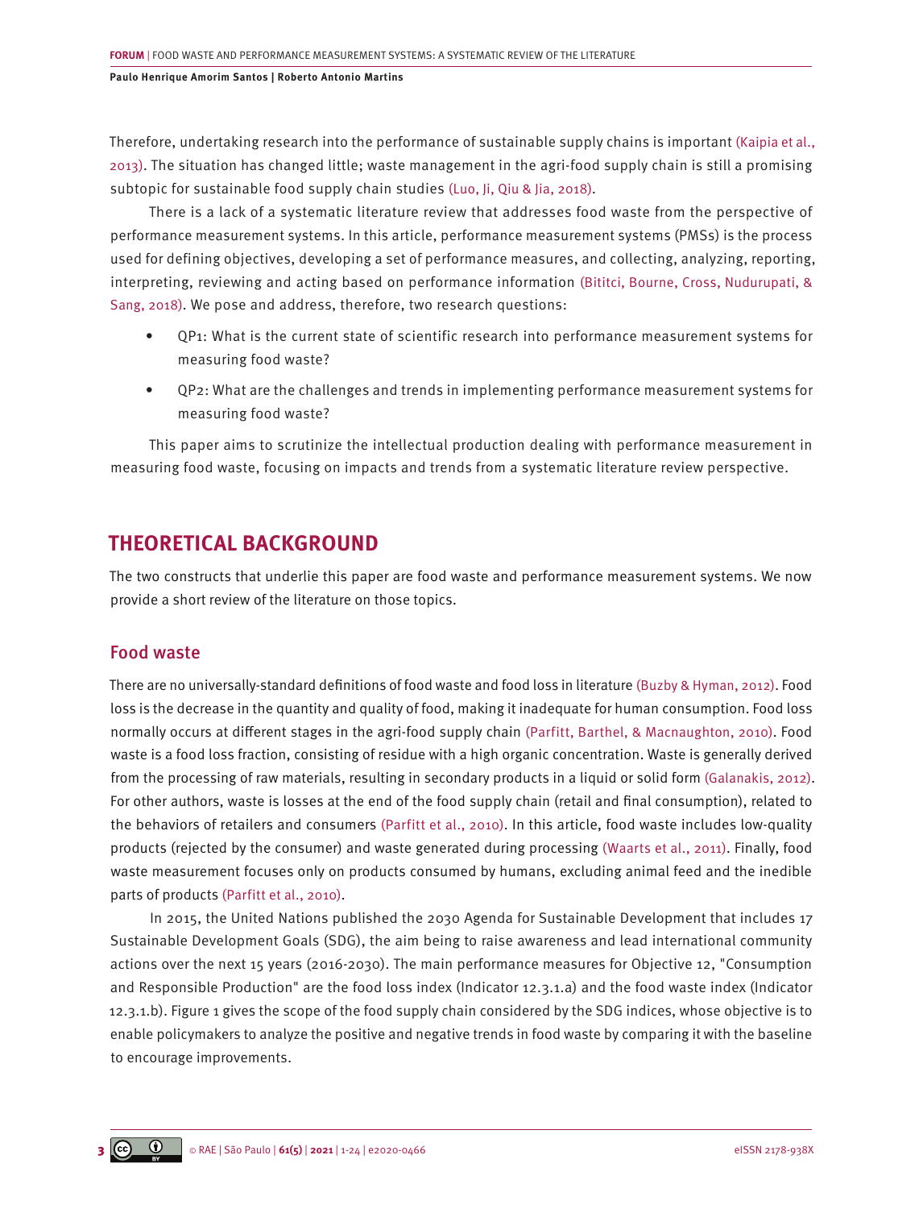Therefore, undertaking research into the performance of sustainable supply chains is important (Kaipia et al., 2013). The situation has changed little; waste management in the agri-food supply chain is still a promising subtopic for sustainable food supply chain studies (Luo, Ji, Qiu & Jia, 2018).

There is a lack of a systematic literature review that addresses food waste from the perspective of performance measurement systems. In this article, performance measurement systems (PMSs) is the process used for defining objectives, developing a set of performance measures, and collecting, analyzing, reporting, interpreting, reviewing and acting based on performance information (Bititci, Bourne, Cross, Nudurupati, & Sang, 2018). We pose and address, therefore, two research questions:

- QP1: What is the current state of scientific research into performance measurement systems for measuring food waste?
- QP2: What are the challenges and trends in implementing performance measurement systems for measuring food waste?

This paper aims to scrutinize the intellectual production dealing with performance measurement in measuring food waste, focusing on impacts and trends from a systematic literature review perspective.

## THEORETICAL BACKGROUND

The two constructs that underlie this paper are food waste and performance measurement systems. We now provide a short review of the literature on those topics.

### Food waste

There are no universally-standard definitions of food waste and food loss in literature (Buzby & Hyman, 2012). Food loss is the decrease in the quantity and quality of food, making it inadequate for human consumption. Food loss normally occurs at different stages in the agri-food supply chain (Parfitt, Barthel, & Macnaughton, 2010). Food waste is a food loss fraction, consisting of residue with a high organic concentration. Waste is generally derived from the processing of raw materials, resulting in secondary products in a liquid or solid form (Galanakis, 2012). For other authors, waste is losses at the end of the food supply chain (retail and final consumption), related to the behaviors of retailers and consumers (Parfitt et al., 2010). In this article, food waste includes low-quality products (rejected by the consumer) and waste generated during processing (Waarts et al., 2011). Finally, food waste measurement focuses only on products consumed by humans, excluding animal feed and the inedible parts of products (Parfitt et al., 2010).

In 2015, the United Nations published the 2030 Agenda for Sustainable Development that includes 17 Sustainable Development Goals (SDG), the aim being to raise awareness and lead international community actions over the next 15 years (2016-2030). The main performance measures for Objective 12, "Consumption and Responsible Production" are the food loss index (Indicator 12.3.1.a) and the food waste index (Indicator 12.3.1.b). Figure 1 gives the scope of the food supply chain considered by the SDG indices, whose objective is to enable policymakers to analyze the positive and negative trends in food waste by comparing it with the baseline to encourage improvements.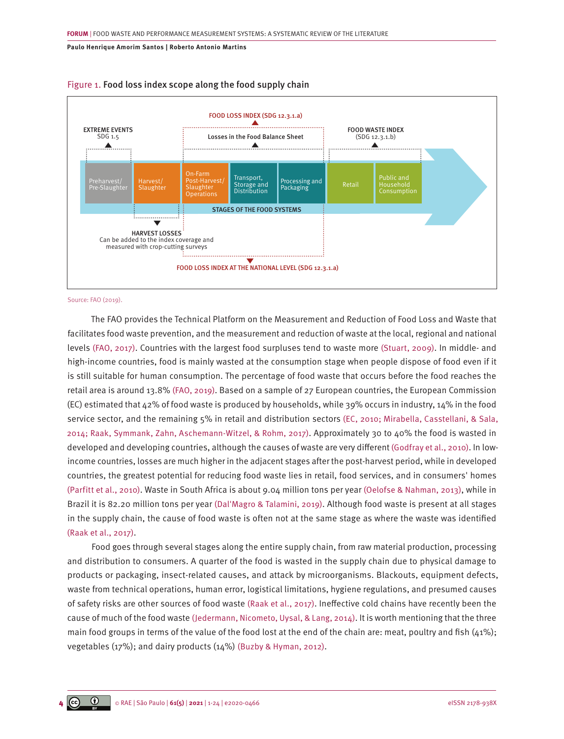Figure 1. **Food loss index scope along the food supply chain**

FOOD LOSS INDEX (SDG 12.3.1.a)

EXTREME EVENTS
SDG 1.5

Losses in the Food Balance Sheet

FOOD WASTE INDEX
(SDG 12.3.1.b)

Preharvest/ Pre-Slaughter | Harvest/ Slaughter | On-Farm Post-Harvest/ Slaughter Operations | Transport, Storage and Distribution | Processing and Packaging | Retail | Public and Household Consumption

STAGES OF THE FOOD SYSTEMS

HARVEST LOSSES
Can be added to the index coverage and measured with crop-cutting surveys

FOOD LOSS INDEX AT THE NATIONAL LEVEL (SDG 12.3.1.a)

Source: FAO (2019).

The FAO provides the Technical Platform on the Measurement and Reduction of Food Loss and Waste that facilitates food waste prevention, and the measurement and reduction of waste at the local, regional and national levels (FAO, 2017). Countries with the largest food surpluses tend to waste more (Stuart, 2009). In middle- and high-income countries, food is mainly wasted at the consumption stage when people dispose of food even if it is still suitable for human consumption. The percentage of food waste that occurs before the food reaches the retail area is around 13.8% (FAO, 2019). Based on a sample of 27 European countries, the European Commission (EC) estimated that 42% of food waste is produced by households, while 39% occurs in industry, 14% in the food service sector, and the remaining 5% in retail and distribution sectors (EC, 2010; Mirabella, Casstellani, & Sala, 2014; Raak, Symmank, Zahn, Aschemann-Witzel, & Rohm, 2017). Approximately 30 to 40% the food is wasted in developed and developing countries, although the causes of waste are very different (Godfray et al., 2010). In low-income countries, losses are much higher in the adjacent stages after the post-harvest period, while in developed countries, the greatest potential for reducing food waste lies in retail, food services, and in consumers' homes (Parfitt et al., 2010). Waste in South Africa is about 9.04 million tons per year (Oelofse & Nahman, 2013), while in Brazil it is 82.20 million tons per year (Dal'Magro & Talamini, 2019). Although food waste is present at all stages in the supply chain, the cause of food waste is often not at the same stage as where the waste was identified (Raak et al., 2017).

Food goes through several stages along the entire supply chain, from raw material production, processing and distribution to consumers. A quarter of the food is wasted in the supply chain due to physical damage to products or packaging, insect-related causes, and attack by microorganisms. Blackouts, equipment defects, waste from technical operations, human error, logistical limitations, hygiene regulations, and presumed causes of safety risks are other sources of food waste (Raak et al., 2017). Ineffective cold chains have recently been the cause of much of the food waste (Jedermann, Nicometo, Uysal, & Lang, 2014). It is worth mentioning that the three main food groups in terms of the value of the food lost at the end of the chain are: meat, poultry and fish (41%); vegetables (17%); and dairy products (14%) (Buzby & Hyman, 2012).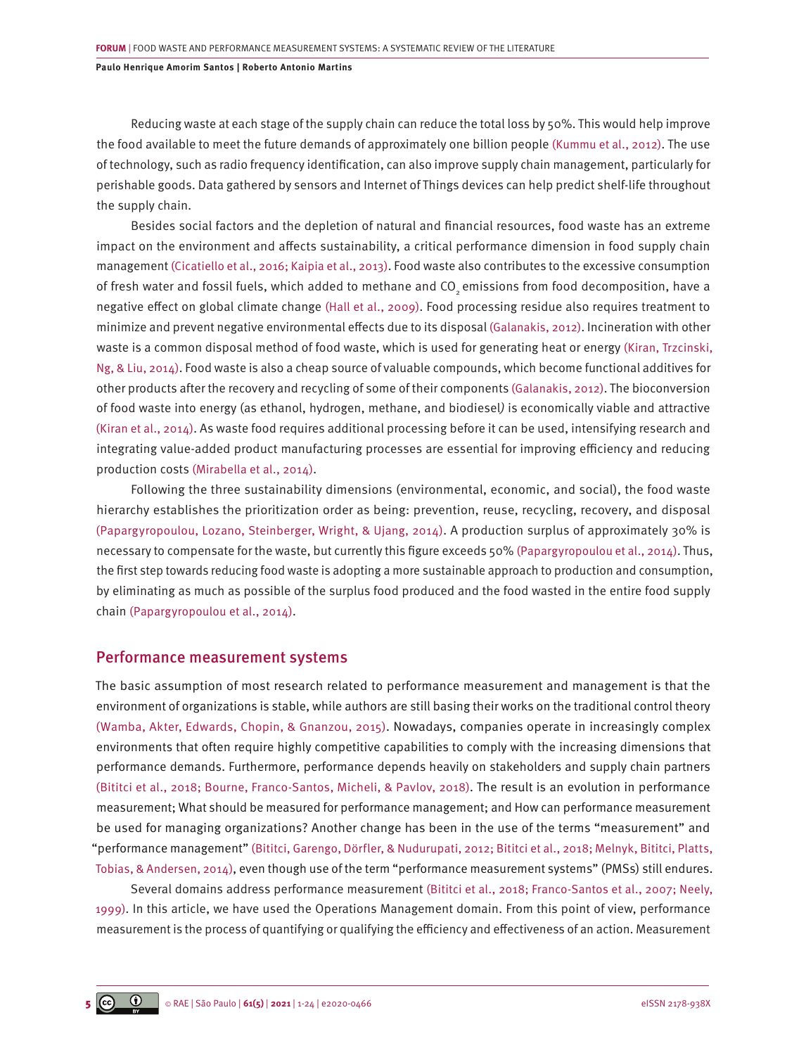Reducing waste at each stage of the supply chain can reduce the total loss by 50%. This would help improve the food available to meet the future demands of approximately one billion people (Kummu et al., 2012). The use of technology, such as radio frequency identification, can also improve supply chain management, particularly for perishable goods. Data gathered by sensors and Internet of Things devices can help predict shelf-life throughout the supply chain.

Besides social factors and the depletion of natural and financial resources, food waste has an extreme impact on the environment and affects sustainability, a critical performance dimension in food supply chain management (Cicatiello et al., 2016; Kaipia et al., 2013). Food waste also contributes to the excessive consumption of fresh water and fossil fuels, which added to methane and $CO_2$ emissions from food decomposition, have a negative effect on global climate change (Hall et al., 2009). Food processing residue also requires treatment to minimize and prevent negative environmental effects due to its disposal (Galanakis, 2012). Incineration with other waste is a common disposal method of food waste, which is used for generating heat or energy (Kiran, Trzcinski, Ng, & Liu, 2014). Food waste is also a cheap source of valuable compounds, which become functional additives for other products after the recovery and recycling of some of their components (Galanakis, 2012). The bioconversion of food waste into energy (as ethanol, hydrogen, methane, and biodiesel) is economically viable and attractive (Kiran et al., 2014). As waste food requires additional processing before it can be used, intensifying research and integrating value-added product manufacturing processes are essential for improving efficiency and reducing production costs (Mirabella et al., 2014).

Following the three sustainability dimensions (environmental, economic, and social), the food waste hierarchy establishes the prioritization order as being: prevention, reuse, recycling, recovery, and disposal (Papargyropoulou, Lozano, Steinberger, Wright, & Ujang, 2014). A production surplus of approximately 30% is necessary to compensate for the waste, but currently this figure exceeds 50% (Papargyropoulou et al., 2014). Thus, the first step towards reducing food waste is adopting a more sustainable approach to production and consumption, by eliminating as much as possible of the surplus food produced and the food wasted in the entire food supply chain (Papargyropoulou et al., 2014).

## Performance measurement systems

The basic assumption of most research related to performance measurement and management is that the environment of organizations is stable, while authors are still basing their works on the traditional control theory (Wamba, Akter, Edwards, Chopin, & Gnanzou, 2015). Nowadays, companies operate in increasingly complex environments that often require highly competitive capabilities to comply with the increasing dimensions that performance demands. Furthermore, performance depends heavily on stakeholders and supply chain partners (Bititci et al., 2018; Bourne, Franco-Santos, Micheli, & Pavlov, 2018). The result is an evolution in performance measurement; What should be measured for performance management; and How can performance measurement be used for managing organizations? Another change has been in the use of the terms "measurement" and "performance management" (Bititci, Garengo, Dörfler, & Nudurupati, 2012; Bititci et al., 2018; Melnyk, Bititci, Platts, Tobias, & Andersen, 2014), even though use of the term "performance measurement systems" (PMSs) still endures.

Several domains address performance measurement (Bititci et al., 2018; Franco-Santos et al., 2007; Neely, 1999). In this article, we have used the Operations Management domain. From this point of view, performance measurement is the process of quantifying or qualifying the efficiency and effectiveness of an action. Measurement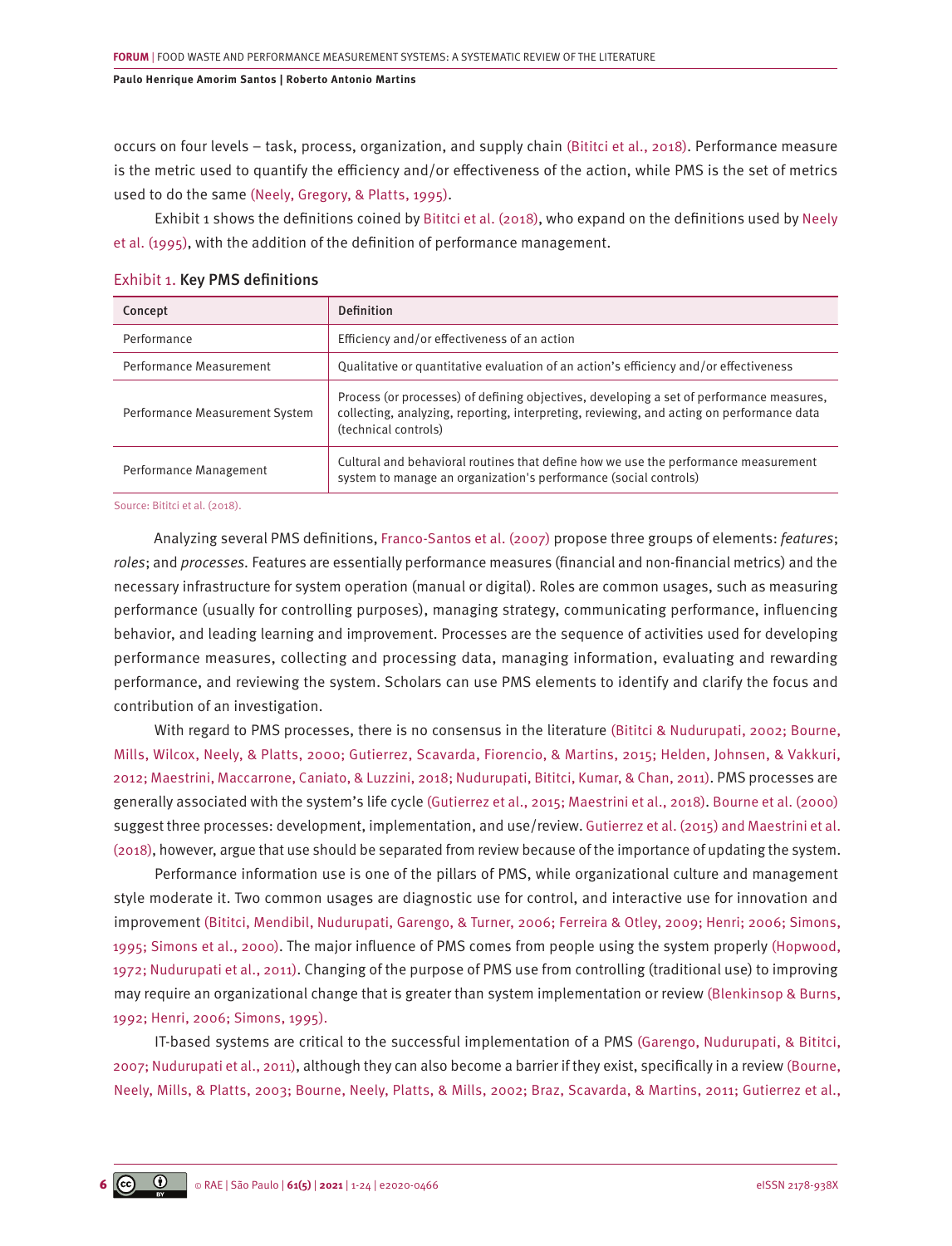occurs on four levels – task, process, organization, and supply chain (Bititci et al., 2018). Performance measure is the metric used to quantify the efficiency and/or effectiveness of the action, while PMS is the set of metrics used to do the same (Neely, Gregory, & Platts, 1995).

Exhibit 1 shows the definitions coined by Bititci et al. (2018), who expand on the definitions used by Neely et al. (1995), with the addition of the definition of performance management.

Exhibit 1. **Key PMS definitions**

| Concept | Definition |
|---|---|
| Performance | Efficiency and/or effectiveness of an action |
| Performance Measurement | Qualitative or quantitative evaluation of an action's efficiency and/or effectiveness |
| Performance Measurement System | Process (or processes) of defining objectives, developing a set of performance measures, collecting, analyzing, reporting, interpreting, reviewing, and acting on performance data (technical controls) |
| Performance Management | Cultural and behavioral routines that define how we use the performance measurement system to manage an organization's performance (social controls) |

Source: Bititci et al. (2018).

Analyzing several PMS definitions, Franco-Santos et al. (2007) propose three groups of elements: *features*; *roles*; and *processes*. Features are essentially performance measures (financial and non-financial metrics) and the necessary infrastructure for system operation (manual or digital). Roles are common usages, such as measuring performance (usually for controlling purposes), managing strategy, communicating performance, influencing behavior, and leading learning and improvement. Processes are the sequence of activities used for developing performance measures, collecting and processing data, managing information, evaluating and rewarding performance, and reviewing the system. Scholars can use PMS elements to identify and clarify the focus and contribution of an investigation.

With regard to PMS processes, there is no consensus in the literature (Bititci & Nudurupati, 2002; Bourne, Mills, Wilcox, Neely, & Platts, 2000; Gutierrez, Scavarda, Fiorencio, & Martins, 2015; Helden, Johnsen, & Vakkuri, 2012; Maestrini, Maccarrone, Caniato, & Luzzini, 2018; Nudurupati, Bititci, Kumar, & Chan, 2011). PMS processes are generally associated with the system's life cycle (Gutierrez et al., 2015; Maestrini et al., 2018). Bourne et al. (2000) suggest three processes: development, implementation, and use/review. Gutierrez et al. (2015) and Maestrini et al. (2018), however, argue that use should be separated from review because of the importance of updating the system.

Performance information use is one of the pillars of PMS, while organizational culture and management style moderate it. Two common usages are diagnostic use for control, and interactive use for innovation and improvement (Bititci, Mendibil, Nudurupati, Garengo, & Turner, 2006; Ferreira & Otley, 2009; Henri; 2006; Simons, 1995; Simons et al., 2000). The major influence of PMS comes from people using the system properly (Hopwood, 1972; Nudurupati et al., 2011). Changing of the purpose of PMS use from controlling (traditional use) to improving may require an organizational change that is greater than system implementation or review (Blenkinsop & Burns, 1992; Henri, 2006; Simons, 1995).

IT-based systems are critical to the successful implementation of a PMS (Garengo, Nudurupati, & Bititci, 2007; Nudurupati et al., 2011), although they can also become a barrier if they exist, specifically in a review (Bourne, Neely, Mills, & Platts, 2003; Bourne, Neely, Platts, & Mills, 2002; Braz, Scavarda, & Martins, 2011; Gutierrez et al.,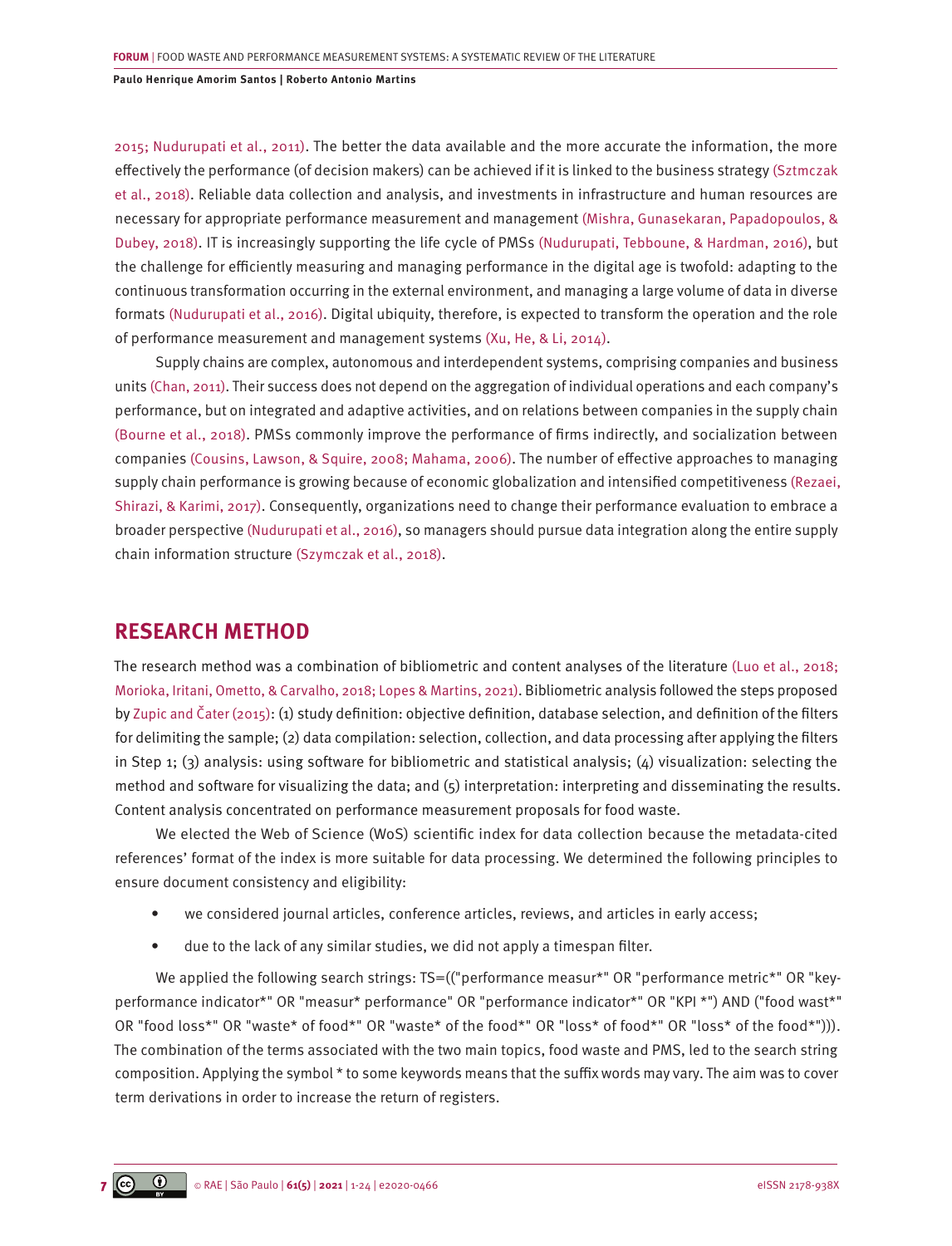2015; Nudurupati et al., 2011). The better the data available and the more accurate the information, the more effectively the performance (of decision makers) can be achieved if it is linked to the business strategy (Sztmczak et al., 2018). Reliable data collection and analysis, and investments in infrastructure and human resources are necessary for appropriate performance measurement and management (Mishra, Gunasekaran, Papadopoulos, & Dubey, 2018). IT is increasingly supporting the life cycle of PMSs (Nudurupati, Tebboune, & Hardman, 2016), but the challenge for efficiently measuring and managing performance in the digital age is twofold: adapting to the continuous transformation occurring in the external environment, and managing a large volume of data in diverse formats (Nudurupati et al., 2016). Digital ubiquity, therefore, is expected to transform the operation and the role of performance measurement and management systems (Xu, He, & Li, 2014).

Supply chains are complex, autonomous and interdependent systems, comprising companies and business units (Chan, 2011). Their success does not depend on the aggregation of individual operations and each company's performance, but on integrated and adaptive activities, and on relations between companies in the supply chain (Bourne et al., 2018). PMSs commonly improve the performance of firms indirectly, and socialization between companies (Cousins, Lawson, & Squire, 2008; Mahama, 2006). The number of effective approaches to managing supply chain performance is growing because of economic globalization and intensified competitiveness (Rezaei, Shirazi, & Karimi, 2017). Consequently, organizations need to change their performance evaluation to embrace a broader perspective (Nudurupati et al., 2016), so managers should pursue data integration along the entire supply chain information structure (Szymczak et al., 2018).

## RESEARCH METHOD

The research method was a combination of bibliometric and content analyses of the literature (Luo et al., 2018; Morioka, Iritani, Ometto, & Carvalho, 2018; Lopes & Martins, 2021). Bibliometric analysis followed the steps proposed by Zupic and Čater (2015): (1) study definition: objective definition, database selection, and definition of the filters for delimiting the sample; (2) data compilation: selection, collection, and data processing after applying the filters in Step 1; (3) analysis: using software for bibliometric and statistical analysis; (4) visualization: selecting the method and software for visualizing the data; and (5) interpretation: interpreting and disseminating the results. Content analysis concentrated on performance measurement proposals for food waste.

We elected the Web of Science (WoS) scientific index for data collection because the metadata-cited references' format of the index is more suitable for data processing. We determined the following principles to ensure document consistency and eligibility:

- we considered journal articles, conference articles, reviews, and articles in early access;
- due to the lack of any similar studies, we did not apply a timespan filter.

We applied the following search strings: TS=(("performance measur*" OR "performance metric*" OR "key-performance indicator*" OR "measur* performance" OR "performance indicator*" OR "KPI *") AND ("food wast*" OR "food loss*" OR "waste* of food*" OR "waste* of the food*" OR "loss* of food*" OR "loss* of the food*"))). The combination of the terms associated with the two main topics, food waste and PMS, led to the search string composition. Applying the symbol * to some keywords means that the suffix words may vary. The aim was to cover term derivations in order to increase the return of registers.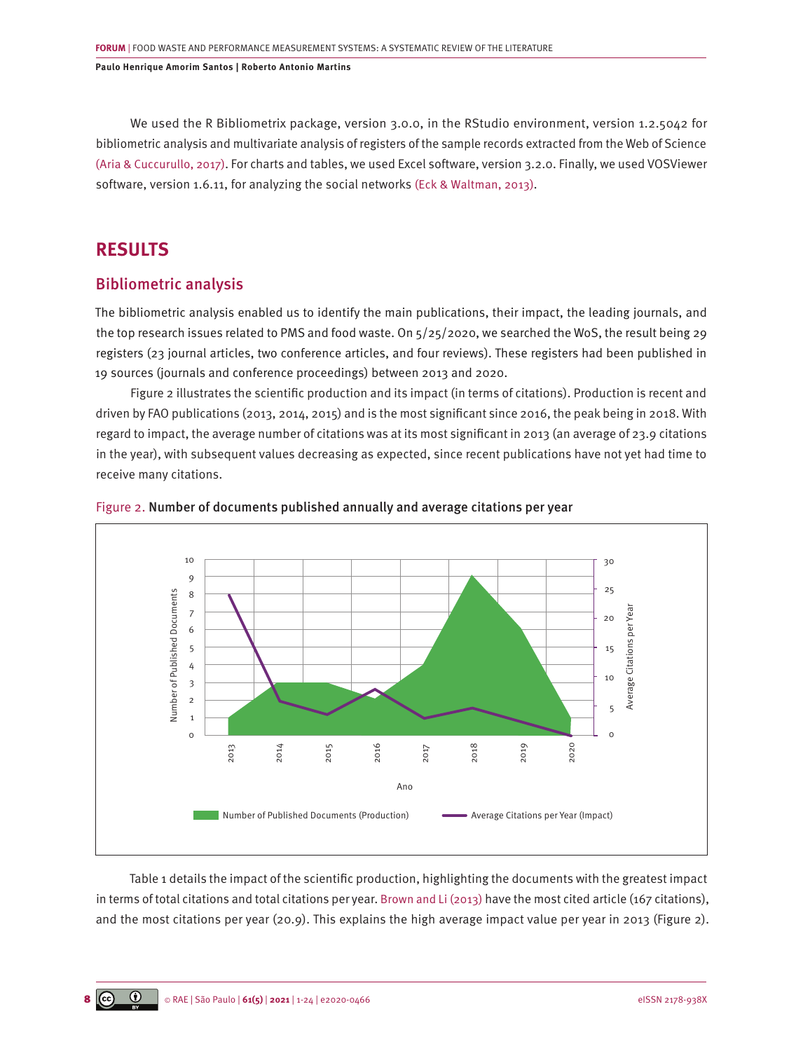We used the R Bibliometrix package, version 3.0.0, in the RStudio environment, version 1.2.5042 for bibliometric analysis and multivariate analysis of registers of the sample records extracted from the Web of Science (Aria & Cuccurullo, 2017). For charts and tables, we used Excel software, version 3.2.0. Finally, we used VOSViewer software, version 1.6.11, for analyzing the social networks (Eck & Waltman, 2013).

# RESULTS

## Bibliometric analysis

The bibliometric analysis enabled us to identify the main publications, their impact, the leading journals, and the top research issues related to PMS and food waste. On 5/25/2020, we searched the WoS, the result being 29 registers (23 journal articles, two conference articles, and four reviews). These registers had been published in 19 sources (journals and conference proceedings) between 2013 and 2020.

Figure 2 illustrates the scientific production and its impact (in terms of citations). Production is recent and driven by FAO publications (2013, 2014, 2015) and is the most significant since 2016, the peak being in 2018. With regard to impact, the average number of citations was at its most significant in 2013 (an average of 23.9 citations in the year), with subsequent values decreasing as expected, since recent publications have not yet had time to receive many citations.

Figure 2. **Number of documents published annually and average citations per year**

Table 1 details the impact of the scientific production, highlighting the documents with the greatest impact in terms of total citations and total citations per year. Brown and Li (2013) have the most cited article (167 citations), and the most citations per year (20.9). This explains the high average impact value per year in 2013 (Figure 2).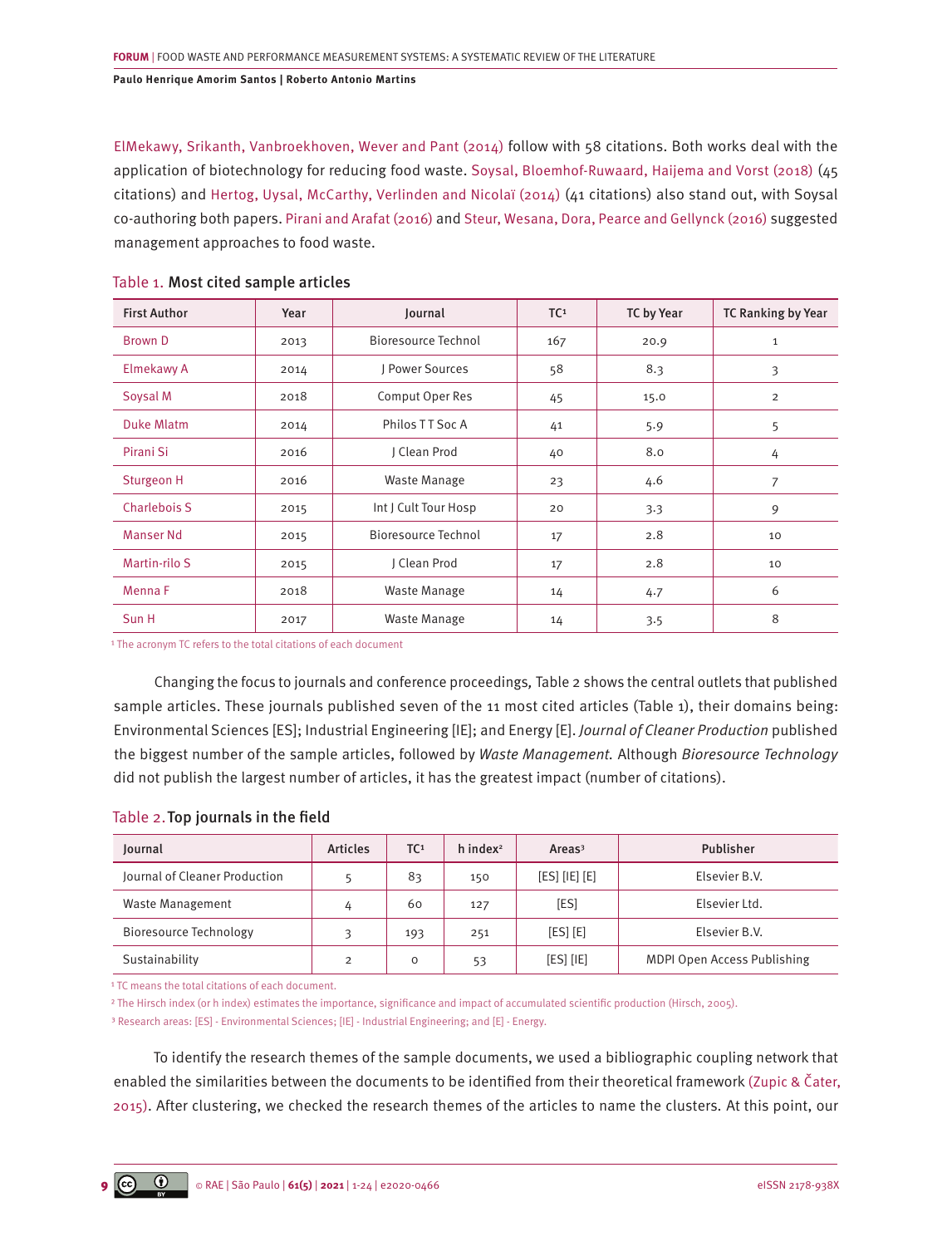ElMekawy, Srikanth, Vanbroekhoven, Wever and Pant (2014) follow with 58 citations. Both works deal with the application of biotechnology for reducing food waste. Soysal, Bloemhof-Ruwaard, Haijema and Vorst (2018) (45 citations) and Hertog, Uysal, McCarthy, Verlinden and Nicolaï (2014) (41 citations) also stand out, with Soysal co-authoring both papers. Pirani and Arafat (2016) and Steur, Wesana, Dora, Pearce and Gellynck (2016) suggested management approaches to food waste.

Table 1. **Most cited sample articles**

| First Author | Year | Journal | TC[1] | TC by Year | TC Ranking by Year |
|---|---|---|---|---|---|
| Brown D | 2013 | Bioresource Technol | 167 | 20.9 | 1 |
| Elmekawy A | 2014 | J Power Sources | 58 | 8.3 | 3 |
| Soysal M | 2018 | Comput Oper Res | 45 | 15.0 | 2 |
| Duke Mlatm | 2014 | Philos T T Soc A | 41 | 5.9 | 5 |
| Pirani Si | 2016 | J Clean Prod | 40 | 8.0 | 4 |
| Sturgeon H | 2016 | Waste Manage | 23 | 4.6 | 7 |
| Charlebois S | 2015 | Int J Cult Tour Hosp | 20 | 3.3 | 9 |
| Manser Nd | 2015 | Bioresource Technol | 17 | 2.8 | 10 |
| Martin-rilo S | 2015 | J Clean Prod | 17 | 2.8 | 10 |
| Menna F | 2018 | Waste Manage | 14 | 4.7 | 6 |
| Sun H | 2017 | Waste Manage | 14 | 3.5 | 8 |

[1] The acronym TC refers to the total citations of each document

Changing the focus to journals and conference proceedings, Table 2 shows the central outlets that published sample articles. These journals published seven of the 11 most cited articles (Table 1), their domains being: Environmental Sciences [ES]; Industrial Engineering [IE]; and Energy [E]. *Journal of Cleaner Production* published the biggest number of the sample articles, followed by *Waste Management.* Although *Bioresource Technology* did not publish the largest number of articles, it has the greatest impact (number of citations).

Table 2. **Top journals in the field**

| Journal | Articles | TC[1] | h index[2] | Areas[3] | Publisher |
|---|---|---|---|---|---|
| Journal of Cleaner Production | 5 | 83 | 150 | [ES] [IE] [E] | Elsevier B.V. |
| Waste Management | 4 | 60 | 127 | [ES] | Elsevier Ltd. |
| Bioresource Technology | 3 | 193 | 251 | [ES] [E] | Elsevier B.V. |
| Sustainability | 2 | 0 | 53 | [ES] [IE] | MDPI Open Access Publishing |

[1] TC means the total citations of each document.

[2] The Hirsch index (or h index) estimates the importance, significance and impact of accumulated scientific production (Hirsch, 2005).

[3] Research areas: [ES] - Environmental Sciences; [IE] - Industrial Engineering; and [E] - Energy.

To identify the research themes of the sample documents, we used a bibliographic coupling network that enabled the similarities between the documents to be identified from their theoretical framework (Zupic & Čater, 2015). After clustering, we checked the research themes of the articles to name the clusters. At this point, our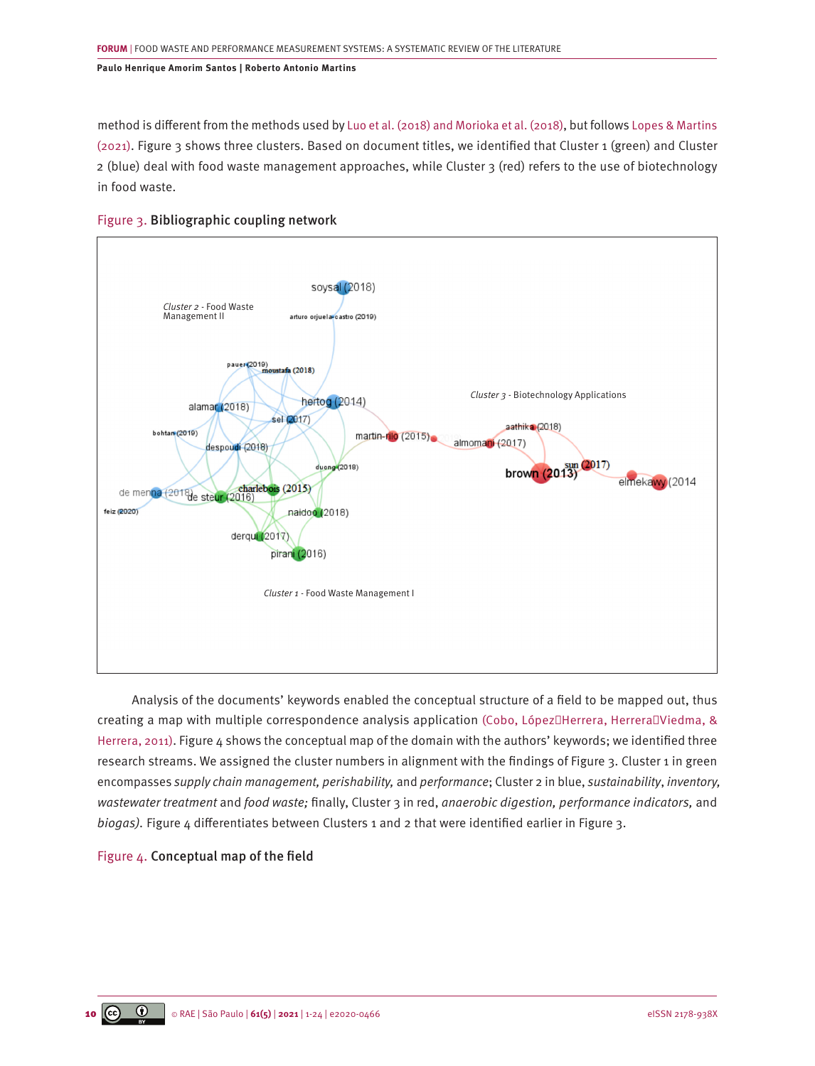method is different from the methods used by Luo et al. (2018) and Morioka et al. (2018), but follows Lopes & Martins (2021). Figure 3 shows three clusters. Based on document titles, we identified that Cluster 1 (green) and Cluster 2 (blue) deal with food waste management approaches, while Cluster 3 (red) refers to the use of biotechnology in food waste.

Figure 3. **Bibliographic coupling network**

Analysis of the documents' keywords enabled the conceptual structure of a field to be mapped out, thus creating a map with multiple correspondence analysis application (Cobo, López‐Herrera, Herrera‐Viedma, & Herrera, 2011). Figure 4 shows the conceptual map of the domain with the authors' keywords; we identified three research streams. We assigned the cluster numbers in alignment with the findings of Figure 3. Cluster 1 in green encompasses *supply chain management, perishability,* and *performance*; Cluster 2 in blue, *sustainability*, *inventory, wastewater treatment* and *food waste;* finally, Cluster 3 in red, *anaerobic digestion, performance indicators,* and *biogas).* Figure 4 differentiates between Clusters 1 and 2 that were identified earlier in Figure 3.

Figure 4. **Conceptual map of the field**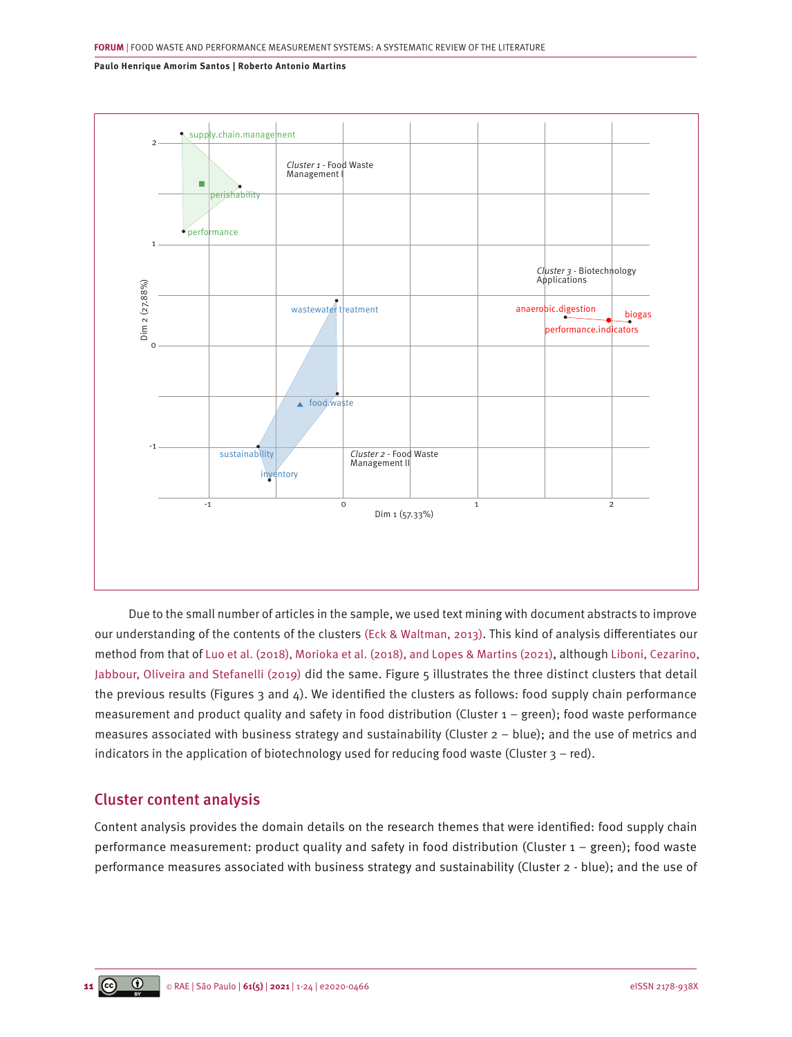Due to the small number of articles in the sample, we used text mining with document abstracts to improve our understanding of the contents of the clusters (Eck & Waltman, 2013). This kind of analysis differentiates our method from that of Luo et al. (2018), Morioka et al. (2018), and Lopes & Martins (2021), although Liboni, Cezarino, Jabbour, Oliveira and Stefanelli (2019) did the same. Figure 5 illustrates the three distinct clusters that detail the previous results (Figures 3 and 4). We identified the clusters as follows: food supply chain performance measurement and product quality and safety in food distribution (Cluster 1 – green); food waste performance measures associated with business strategy and sustainability (Cluster 2 – blue); and the use of metrics and indicators in the application of biotechnology used for reducing food waste (Cluster 3 – red).

## Cluster content analysis

Content analysis provides the domain details on the research themes that were identified: food supply chain performance measurement: product quality and safety in food distribution (Cluster 1 – green); food waste performance measures associated with business strategy and sustainability (Cluster 2 - blue); and the use of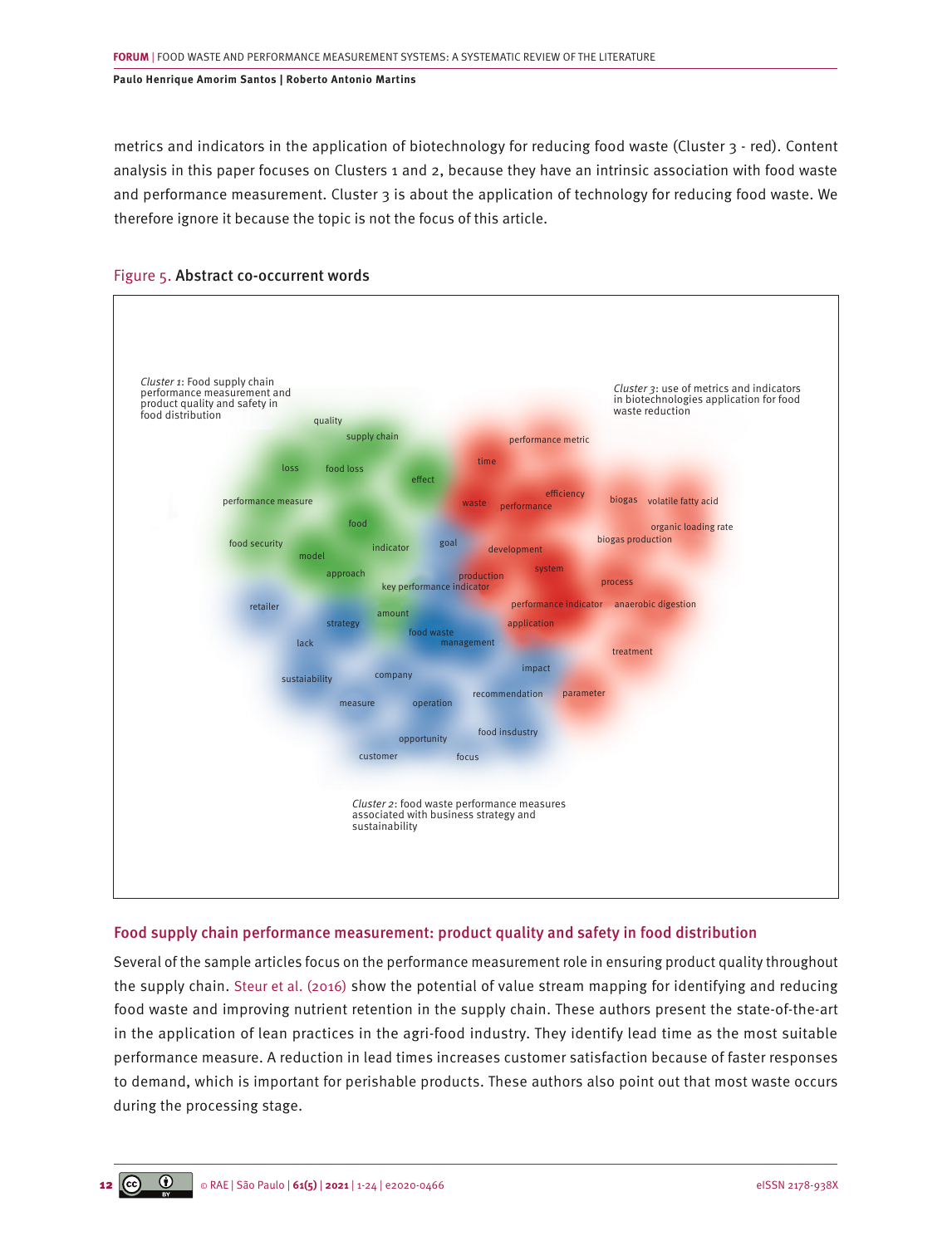metrics and indicators in the application of biotechnology for reducing food waste (Cluster 3 - red). Content analysis in this paper focuses on Clusters 1 and 2, because they have an intrinsic association with food waste and performance measurement. Cluster 3 is about the application of technology for reducing food waste. We therefore ignore it because the topic is not the focus of this article.

Figure 5. **Abstract co-occurrent words**

*Cluster 1*: Food supply chain performance measurement and product quality and safety in food distribution

*Cluster 3*: use of metrics and indicators in biotechnologies application for food waste reduction

*Cluster 2*: food waste performance measures associated with business strategy and sustainability

## Food supply chain performance measurement: product quality and safety in food distribution

Several of the sample articles focus on the performance measurement role in ensuring product quality throughout the supply chain. Steur et al. (2016) show the potential of value stream mapping for identifying and reducing food waste and improving nutrient retention in the supply chain. These authors present the state-of-the-art in the application of lean practices in the agri-food industry. They identify lead time as the most suitable performance measure. A reduction in lead times increases customer satisfaction because of faster responses to demand, which is important for perishable products. These authors also point out that most waste occurs during the processing stage.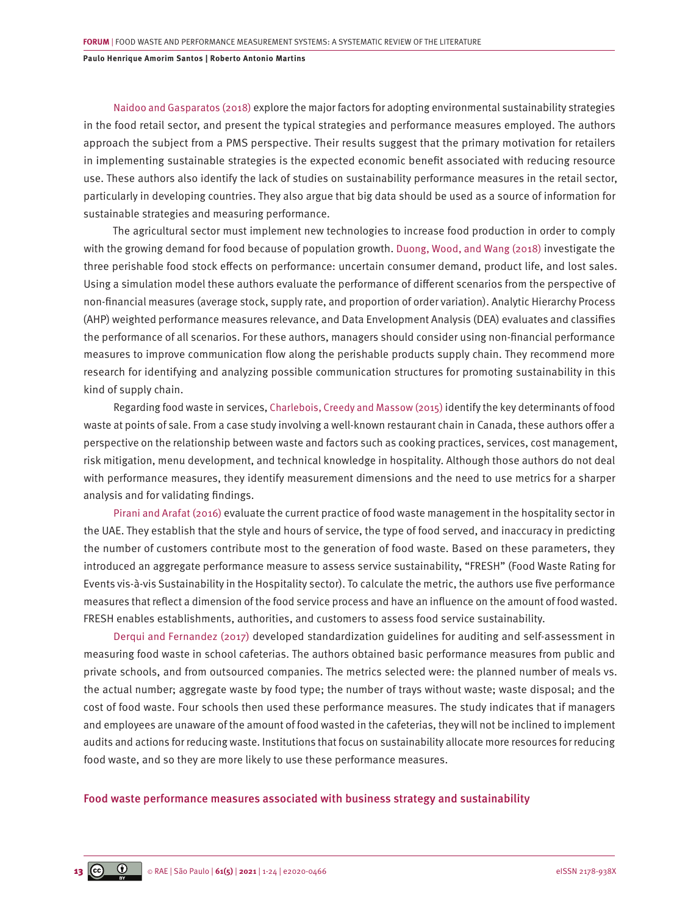Naidoo and Gasparatos (2018) explore the major factors for adopting environmental sustainability strategies in the food retail sector, and present the typical strategies and performance measures employed. The authors approach the subject from a PMS perspective. Their results suggest that the primary motivation for retailers in implementing sustainable strategies is the expected economic benefit associated with reducing resource use. These authors also identify the lack of studies on sustainability performance measures in the retail sector, particularly in developing countries. They also argue that big data should be used as a source of information for sustainable strategies and measuring performance.

The agricultural sector must implement new technologies to increase food production in order to comply with the growing demand for food because of population growth. Duong, Wood, and Wang (2018) investigate the three perishable food stock effects on performance: uncertain consumer demand, product life, and lost sales. Using a simulation model these authors evaluate the performance of different scenarios from the perspective of non-financial measures (average stock, supply rate, and proportion of order variation). Analytic Hierarchy Process (AHP) weighted performance measures relevance, and Data Envelopment Analysis (DEA) evaluates and classifies the performance of all scenarios. For these authors, managers should consider using non-financial performance measures to improve communication flow along the perishable products supply chain. They recommend more research for identifying and analyzing possible communication structures for promoting sustainability in this kind of supply chain.

Regarding food waste in services, Charlebois, Creedy and Massow (2015) identify the key determinants of food waste at points of sale. From a case study involving a well-known restaurant chain in Canada, these authors offer a perspective on the relationship between waste and factors such as cooking practices, services, cost management, risk mitigation, menu development, and technical knowledge in hospitality. Although those authors do not deal with performance measures, they identify measurement dimensions and the need to use metrics for a sharper analysis and for validating findings.

Pirani and Arafat (2016) evaluate the current practice of food waste management in the hospitality sector in the UAE. They establish that the style and hours of service, the type of food served, and inaccuracy in predicting the number of customers contribute most to the generation of food waste. Based on these parameters, they introduced an aggregate performance measure to assess service sustainability, "FRESH" (Food Waste Rating for Events vis-à-vis Sustainability in the Hospitality sector). To calculate the metric, the authors use five performance measures that reflect a dimension of the food service process and have an influence on the amount of food wasted. FRESH enables establishments, authorities, and customers to assess food service sustainability.

Derqui and Fernandez (2017) developed standardization guidelines for auditing and self-assessment in measuring food waste in school cafeterias. The authors obtained basic performance measures from public and private schools, and from outsourced companies. The metrics selected were: the planned number of meals vs. the actual number; aggregate waste by food type; the number of trays without waste; waste disposal; and the cost of food waste. Four schools then used these performance measures. The study indicates that if managers and employees are unaware of the amount of food wasted in the cafeterias, they will not be inclined to implement audits and actions for reducing waste. Institutions that focus on sustainability allocate more resources for reducing food waste, and so they are more likely to use these performance measures.

## Food waste performance measures associated with business strategy and sustainability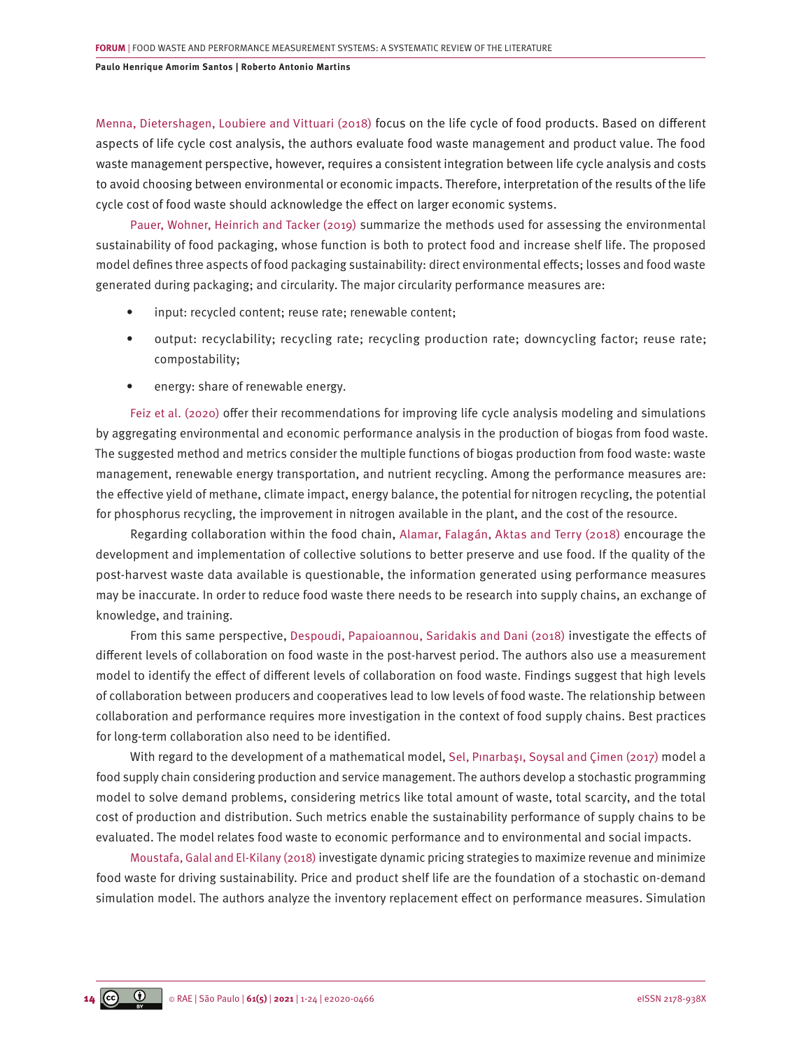Menna, Dietershagen, Loubiere and Vittuari (2018) focus on the life cycle of food products. Based on different aspects of life cycle cost analysis, the authors evaluate food waste management and product value. The food waste management perspective, however, requires a consistent integration between life cycle analysis and costs to avoid choosing between environmental or economic impacts. Therefore, interpretation of the results of the life cycle cost of food waste should acknowledge the effect on larger economic systems.

Pauer, Wohner, Heinrich and Tacker (2019) summarize the methods used for assessing the environmental sustainability of food packaging, whose function is both to protect food and increase shelf life. The proposed model defines three aspects of food packaging sustainability: direct environmental effects; losses and food waste generated during packaging; and circularity. The major circularity performance measures are:

- input: recycled content; reuse rate; renewable content;
- output: recyclability; recycling rate; recycling production rate; downcycling factor; reuse rate; compostability;
- energy: share of renewable energy.

Feiz et al. (2020) offer their recommendations for improving life cycle analysis modeling and simulations by aggregating environmental and economic performance analysis in the production of biogas from food waste. The suggested method and metrics consider the multiple functions of biogas production from food waste: waste management, renewable energy transportation, and nutrient recycling. Among the performance measures are: the effective yield of methane, climate impact, energy balance, the potential for nitrogen recycling, the potential for phosphorus recycling, the improvement in nitrogen available in the plant, and the cost of the resource.

Regarding collaboration within the food chain, Alamar, Falagán, Aktas and Terry (2018) encourage the development and implementation of collective solutions to better preserve and use food. If the quality of the post-harvest waste data available is questionable, the information generated using performance measures may be inaccurate. In order to reduce food waste there needs to be research into supply chains, an exchange of knowledge, and training.

From this same perspective, Despoudi, Papaioannou, Saridakis and Dani (2018) investigate the effects of different levels of collaboration on food waste in the post-harvest period. The authors also use a measurement model to identify the effect of different levels of collaboration on food waste. Findings suggest that high levels of collaboration between producers and cooperatives lead to low levels of food waste. The relationship between collaboration and performance requires more investigation in the context of food supply chains. Best practices for long-term collaboration also need to be identified.

With regard to the development of a mathematical model, Sel, Pınarbaşı, Soysal and Çimen (2017) model a food supply chain considering production and service management. The authors develop a stochastic programming model to solve demand problems, considering metrics like total amount of waste, total scarcity, and the total cost of production and distribution. Such metrics enable the sustainability performance of supply chains to be evaluated. The model relates food waste to economic performance and to environmental and social impacts.

Moustafa, Galal and El-Kilany (2018) investigate dynamic pricing strategies to maximize revenue and minimize food waste for driving sustainability. Price and product shelf life are the foundation of a stochastic on-demand simulation model. The authors analyze the inventory replacement effect on performance measures. Simulation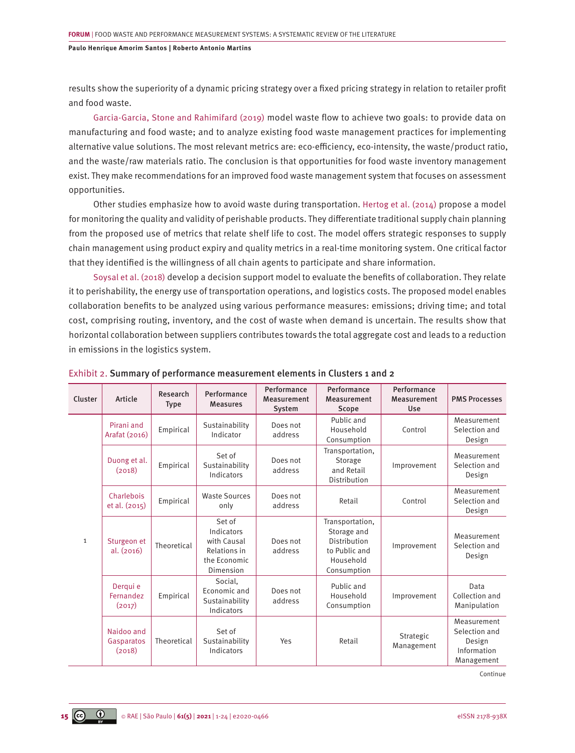results show the superiority of a dynamic pricing strategy over a fixed pricing strategy in relation to retailer profit and food waste.

Garcia-Garcia, Stone and Rahimifard (2019) model waste flow to achieve two goals: to provide data on manufacturing and food waste; and to analyze existing food waste management practices for implementing alternative value solutions. The most relevant metrics are: eco-efficiency, eco-intensity, the waste/product ratio, and the waste/raw materials ratio. The conclusion is that opportunities for food waste inventory management exist. They make recommendations for an improved food waste management system that focuses on assessment opportunities.

Other studies emphasize how to avoid waste during transportation. Hertog et al. (2014) propose a model for monitoring the quality and validity of perishable products. They differentiate traditional supply chain planning from the proposed use of metrics that relate shelf life to cost. The model offers strategic responses to supply chain management using product expiry and quality metrics in a real-time monitoring system. One critical factor that they identified is the willingness of all chain agents to participate and share information.

Soysal et al. (2018) develop a decision support model to evaluate the benefits of collaboration. They relate it to perishability, the energy use of transportation operations, and logistics costs. The proposed model enables collaboration benefits to be analyzed using various performance measures: emissions; driving time; and total cost, comprising routing, inventory, and the cost of waste when demand is uncertain. The results show that horizontal collaboration between suppliers contributes towards the total aggregate cost and leads to a reduction in emissions in the logistics system.

Exhibit 2. **Summary of performance measurement elements in Clusters 1 and 2**

| Cluster | Article | Research Type | Performance Measures | Performance Measurement System | Performance Measurement Scope | Performance Measurement Use | PMS Processes |
|---|---|---|---|---|---|---|---|
| 1 | Pirani and Arafat (2016) | Empirical | Sustainability Indicator | Does not address | Public and Household Consumption | Control | Measurement Selection and Design |
| | Duong et al. (2018) | Empirical | Set of Sustainability Indicators | Does not address | Transportation, Storage and Retail Distribution | Improvement | Measurement Selection and Design |
| | Charlebois et al. (2015) | Empirical | Waste Sources only | Does not address | Retail | Control | Measurement Selection and Design |
| | Sturgeon et al. (2016) | Theoretical | Set of Indicators with Causal Relations in the Economic Dimension | Does not address | Transportation, Storage and Distribution to Public and Household Consumption | Improvement | Measurement Selection and Design |
| | Derqui e Fernandez (2017) | Empirical | Social, Economic and Sustainability Indicators | Does not address | Public and Household Consumption | Improvement | Data Collection and Manipulation |
| | Naidoo and Gasparatos (2018) | Theoretical | Set of Sustainability Indicators | Yes | Retail | Strategic Management | Measurement Selection and Design Information Management |

Continue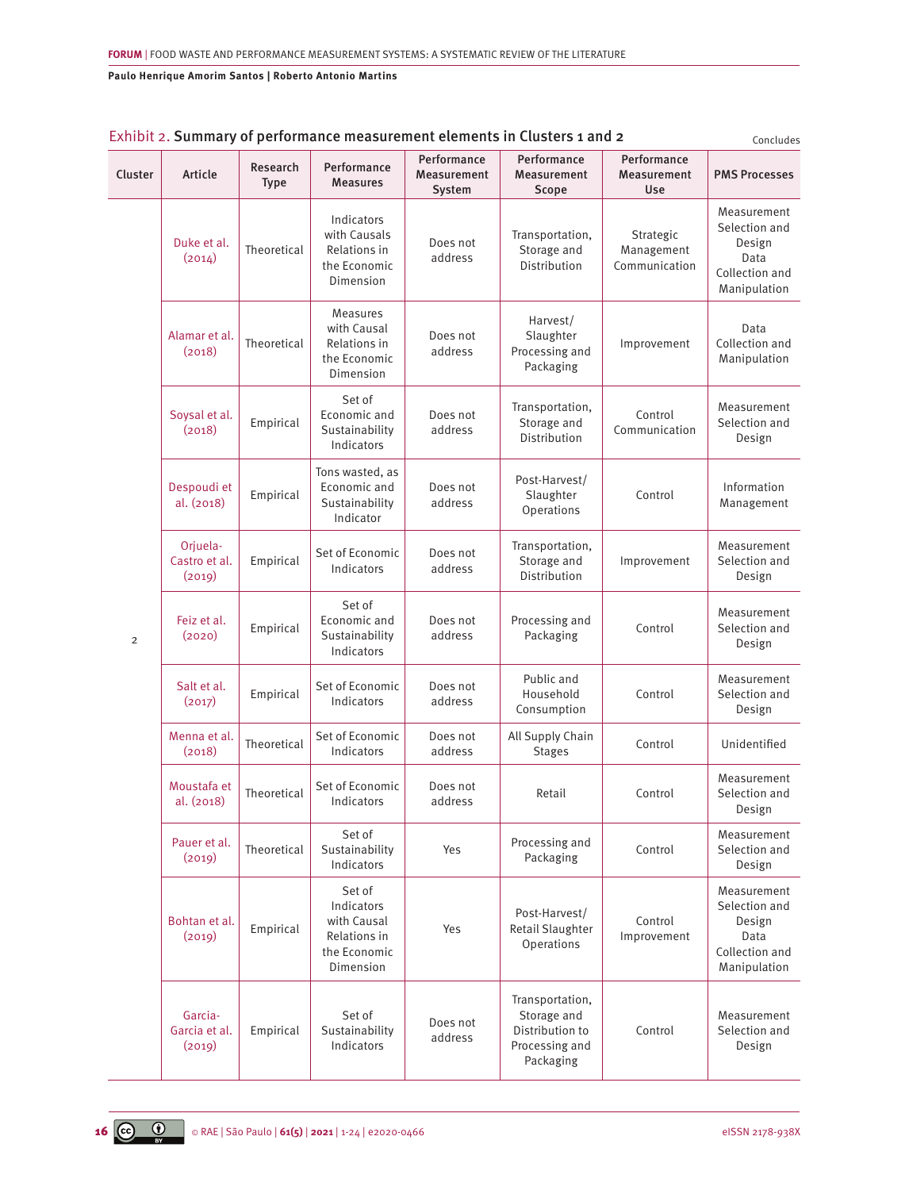Exhibit 2. **Summary of performance measurement elements in Clusters 1 and 2**

Concludes

| Cluster | Article | Research Type | Performance Measures | Performance Measurement System | Performance Measurement Scope | Performance Measurement Use | PMS Processes |
|---|---|---|---|---|---|---|---|
| 2 | Duke et al. (2014) | Theoretical | Indicators with Causals Relations in the Economic Dimension | Does not address | Transportation, Storage and Distribution | Strategic Management Communication | Measurement Selection and Design Data Collection and Manipulation |
| | Alamar et al. (2018) | Theoretical | Measures with Causal Relations in the Economic Dimension | Does not address | Harvest/ Slaughter Processing and Packaging | Improvement | Data Collection and Manipulation |
| | Soysal et al. (2018) | Empirical | Set of Economic and Sustainability Indicators | Does not address | Transportation, Storage and Distribution | Control Communication | Measurement Selection and Design |
| | Despoudi et al. (2018) | Empirical | Tons wasted, as Economic and Sustainability Indicator | Does not address | Post-Harvest/ Slaughter Operations | Control | Information Management |
| | Orjuela-Castro et al. (2019) | Empirical | Set of Economic Indicators | Does not address | Transportation, Storage and Distribution | Improvement | Measurement Selection and Design |
| | Feiz et al. (2020) | Empirical | Set of Economic and Sustainability Indicators | Does not address | Processing and Packaging | Control | Measurement Selection and Design |
| | Salt et al. (2017) | Empirical | Set of Economic Indicators | Does not address | Public and Household Consumption | Control | Measurement Selection and Design |
| | Menna et al. (2018) | Theoretical | Set of Economic Indicators | Does not address | All Supply Chain Stages | Control | Unidentified |
| | Moustafa et al. (2018) | Theoretical | Set of Economic Indicators | Does not address | Retail | Control | Measurement Selection and Design |
| | Pauer et al. (2019) | Theoretical | Set of Sustainability Indicators | Yes | Processing and Packaging | Control | Measurement Selection and Design |
| | Bohtan et al. (2019) | Empirical | Set of Indicators with Causal Relations in the Economic Dimension | Yes | Post-Harvest/ Retail Slaughter Operations | Control Improvement | Measurement Selection and Design Data Collection and Manipulation |
| | Garcia-Garcia et al. (2019) | Empirical | Set of Sustainability Indicators | Does not address | Transportation, Storage and Distribution to Processing and Packaging | Control | Measurement Selection and Design |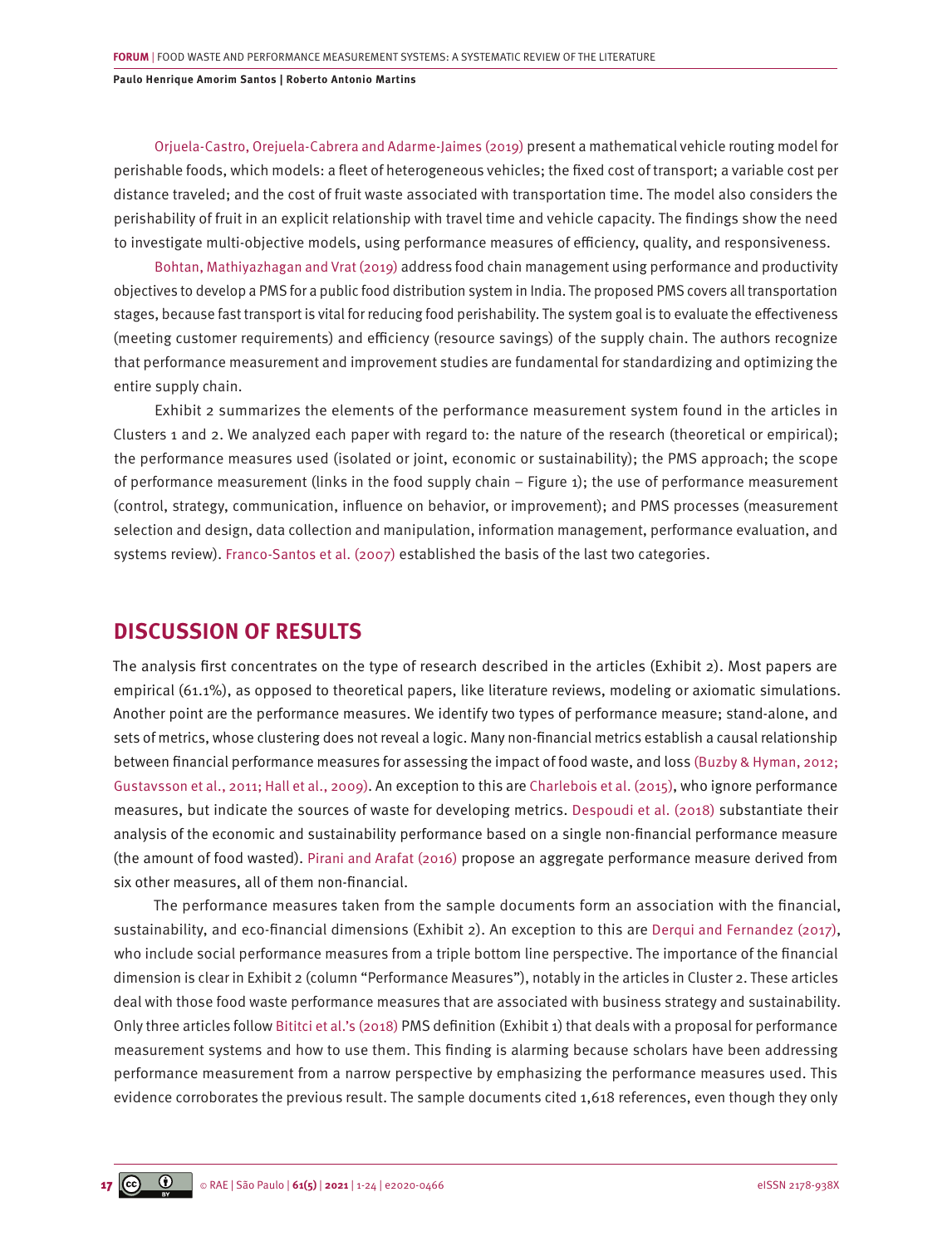Orjuela-Castro, Orejuela-Cabrera and Adarme-Jaimes (2019) present a mathematical vehicle routing model for perishable foods, which models: a fleet of heterogeneous vehicles; the fixed cost of transport; a variable cost per distance traveled; and the cost of fruit waste associated with transportation time. The model also considers the perishability of fruit in an explicit relationship with travel time and vehicle capacity. The findings show the need to investigate multi-objective models, using performance measures of efficiency, quality, and responsiveness.

Bohtan, Mathiyazhagan and Vrat (2019) address food chain management using performance and productivity objectives to develop a PMS for a public food distribution system in India. The proposed PMS covers all transportation stages, because fast transport is vital for reducing food perishability. The system goal is to evaluate the effectiveness (meeting customer requirements) and efficiency (resource savings) of the supply chain. The authors recognize that performance measurement and improvement studies are fundamental for standardizing and optimizing the entire supply chain.

Exhibit 2 summarizes the elements of the performance measurement system found in the articles in Clusters 1 and 2. We analyzed each paper with regard to: the nature of the research (theoretical or empirical); the performance measures used (isolated or joint, economic or sustainability); the PMS approach; the scope of performance measurement (links in the food supply chain – Figure 1); the use of performance measurement (control, strategy, communication, influence on behavior, or improvement); and PMS processes (measurement selection and design, data collection and manipulation, information management, performance evaluation, and systems review). Franco-Santos et al. (2007) established the basis of the last two categories.

## DISCUSSION OF RESULTS

The analysis first concentrates on the type of research described in the articles (Exhibit 2). Most papers are empirical (61.1%), as opposed to theoretical papers, like literature reviews, modeling or axiomatic simulations. Another point are the performance measures. We identify two types of performance measure; stand-alone, and sets of metrics, whose clustering does not reveal a logic. Many non-financial metrics establish a causal relationship between financial performance measures for assessing the impact of food waste, and loss (Buzby & Hyman, 2012; Gustavsson et al., 2011; Hall et al., 2009). An exception to this are Charlebois et al. (2015), who ignore performance measures, but indicate the sources of waste for developing metrics. Despoudi et al. (2018) substantiate their analysis of the economic and sustainability performance based on a single non-financial performance measure (the amount of food wasted). Pirani and Arafat (2016) propose an aggregate performance measure derived from six other measures, all of them non-financial.

The performance measures taken from the sample documents form an association with the financial, sustainability, and eco-financial dimensions (Exhibit 2). An exception to this are Derqui and Fernandez (2017), who include social performance measures from a triple bottom line perspective. The importance of the financial dimension is clear in Exhibit 2 (column "Performance Measures"), notably in the articles in Cluster 2. These articles deal with those food waste performance measures that are associated with business strategy and sustainability. Only three articles follow Bititci et al.'s (2018) PMS definition (Exhibit 1) that deals with a proposal for performance measurement systems and how to use them. This finding is alarming because scholars have been addressing performance measurement from a narrow perspective by emphasizing the performance measures used. This evidence corroborates the previous result. The sample documents cited 1,618 references, even though they only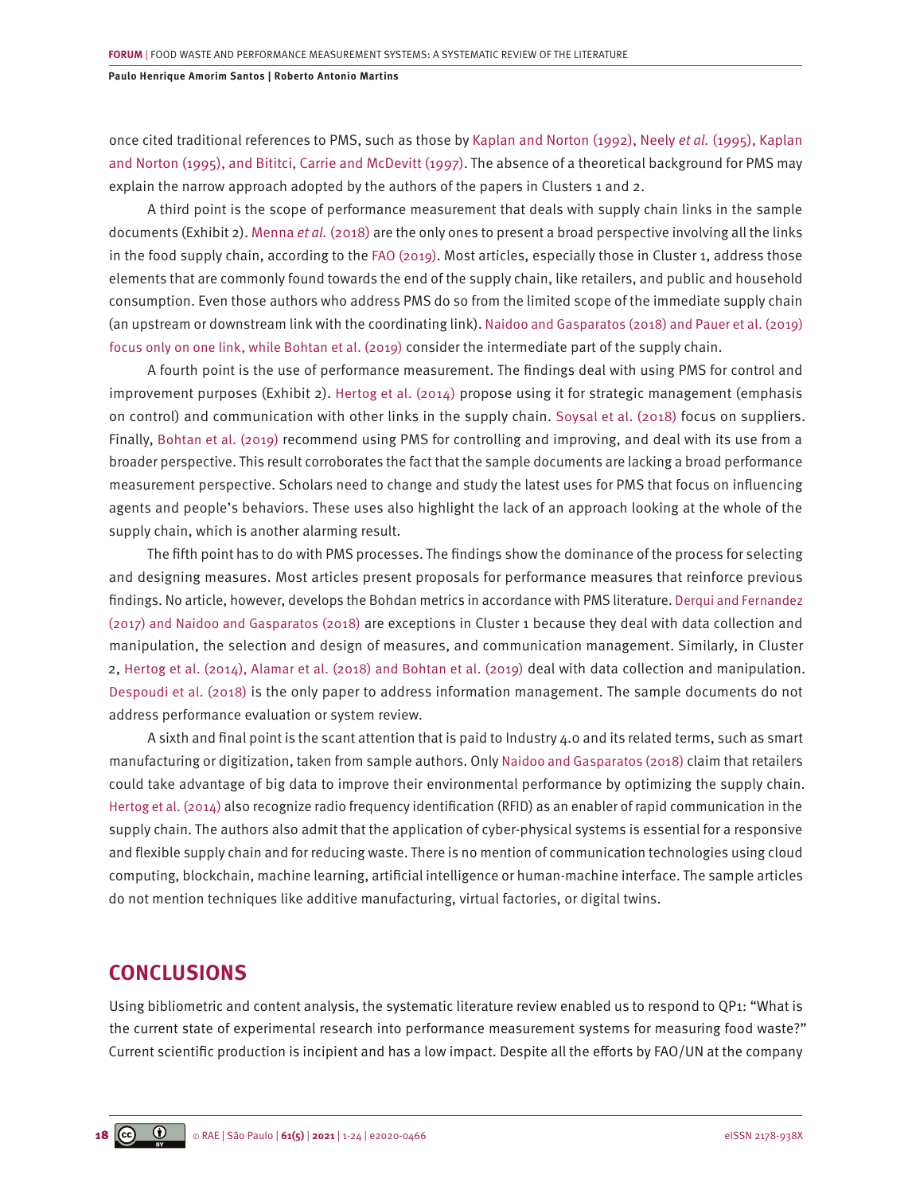once cited traditional references to PMS, such as those by Kaplan and Norton (1992), Neely *et al.* (1995), Kaplan and Norton (1995), and Bititci, Carrie and McDevitt (1997). The absence of a theoretical background for PMS may explain the narrow approach adopted by the authors of the papers in Clusters 1 and 2.

A third point is the scope of performance measurement that deals with supply chain links in the sample documents (Exhibit 2). Menna *et al.* (2018) are the only ones to present a broad perspective involving all the links in the food supply chain, according to the FAO (2019). Most articles, especially those in Cluster 1, address those elements that are commonly found towards the end of the supply chain, like retailers, and public and household consumption. Even those authors who address PMS do so from the limited scope of the immediate supply chain (an upstream or downstream link with the coordinating link). Naidoo and Gasparatos (2018) and Pauer et al. (2019) focus only on one link, while Bohtan et al. (2019) consider the intermediate part of the supply chain.

A fourth point is the use of performance measurement. The findings deal with using PMS for control and improvement purposes (Exhibit 2). Hertog et al. (2014) propose using it for strategic management (emphasis on control) and communication with other links in the supply chain. Soysal et al. (2018) focus on suppliers. Finally, Bohtan et al. (2019) recommend using PMS for controlling and improving, and deal with its use from a broader perspective. This result corroborates the fact that the sample documents are lacking a broad performance measurement perspective. Scholars need to change and study the latest uses for PMS that focus on influencing agents and people's behaviors. These uses also highlight the lack of an approach looking at the whole of the supply chain, which is another alarming result.

The fifth point has to do with PMS processes. The findings show the dominance of the process for selecting and designing measures. Most articles present proposals for performance measures that reinforce previous findings. No article, however, develops the Bohdan metrics in accordance with PMS literature. Derqui and Fernandez (2017) and Naidoo and Gasparatos (2018) are exceptions in Cluster 1 because they deal with data collection and manipulation, the selection and design of measures, and communication management. Similarly, in Cluster 2, Hertog et al. (2014), Alamar et al. (2018) and Bohtan et al. (2019) deal with data collection and manipulation. Despoudi et al. (2018) is the only paper to address information management. The sample documents do not address performance evaluation or system review.

A sixth and final point is the scant attention that is paid to Industry 4.0 and its related terms, such as smart manufacturing or digitization, taken from sample authors. Only Naidoo and Gasparatos (2018) claim that retailers could take advantage of big data to improve their environmental performance by optimizing the supply chain. Hertog et al. (2014) also recognize radio frequency identification (RFID) as an enabler of rapid communication in the supply chain. The authors also admit that the application of cyber-physical systems is essential for a responsive and flexible supply chain and for reducing waste. There is no mention of communication technologies using cloud computing, blockchain, machine learning, artificial intelligence or human-machine interface. The sample articles do not mention techniques like additive manufacturing, virtual factories, or digital twins.

## CONCLUSIONS

Using bibliometric and content analysis, the systematic literature review enabled us to respond to QP1: "What is the current state of experimental research into performance measurement systems for measuring food waste?" Current scientific production is incipient and has a low impact. Despite all the efforts by FAO/UN at the company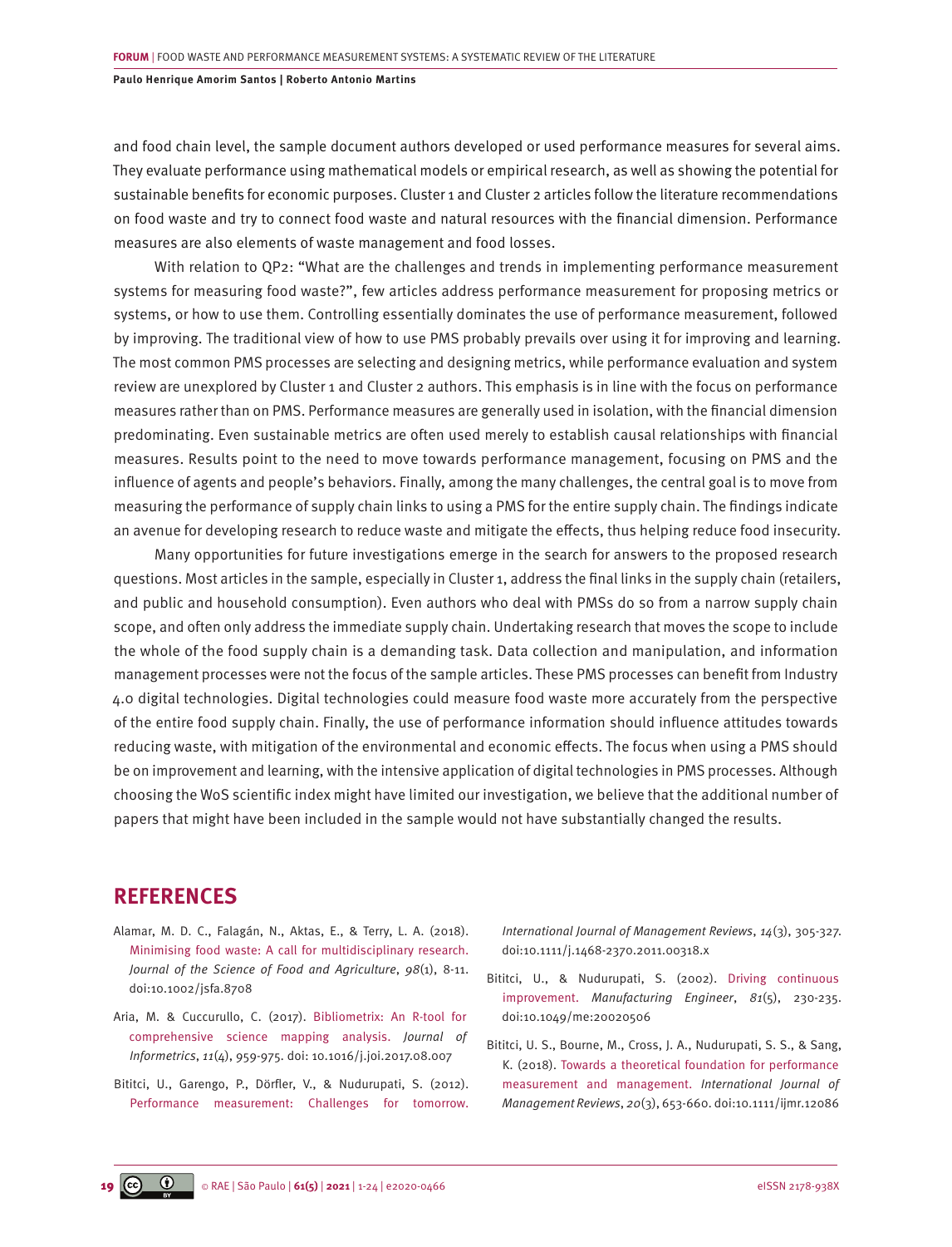and food chain level, the sample document authors developed or used performance measures for several aims. They evaluate performance using mathematical models or empirical research, as well as showing the potential for sustainable benefits for economic purposes. Cluster 1 and Cluster 2 articles follow the literature recommendations on food waste and try to connect food waste and natural resources with the financial dimension. Performance measures are also elements of waste management and food losses.

With relation to QP2: "What are the challenges and trends in implementing performance measurement systems for measuring food waste?", few articles address performance measurement for proposing metrics or systems, or how to use them. Controlling essentially dominates the use of performance measurement, followed by improving. The traditional view of how to use PMS probably prevails over using it for improving and learning. The most common PMS processes are selecting and designing metrics, while performance evaluation and system review are unexplored by Cluster 1 and Cluster 2 authors. This emphasis is in line with the focus on performance measures rather than on PMS. Performance measures are generally used in isolation, with the financial dimension predominating. Even sustainable metrics are often used merely to establish causal relationships with financial measures. Results point to the need to move towards performance management, focusing on PMS and the influence of agents and people's behaviors. Finally, among the many challenges, the central goal is to move from measuring the performance of supply chain links to using a PMS for the entire supply chain. The findings indicate an avenue for developing research to reduce waste and mitigate the effects, thus helping reduce food insecurity.

Many opportunities for future investigations emerge in the search for answers to the proposed research questions. Most articles in the sample, especially in Cluster 1, address the final links in the supply chain (retailers, and public and household consumption). Even authors who deal with PMSs do so from a narrow supply chain scope, and often only address the immediate supply chain. Undertaking research that moves the scope to include the whole of the food supply chain is a demanding task. Data collection and manipulation, and information management processes were not the focus of the sample articles. These PMS processes can benefit from Industry 4.0 digital technologies. Digital technologies could measure food waste more accurately from the perspective of the entire food supply chain. Finally, the use of performance information should influence attitudes towards reducing waste, with mitigation of the environmental and economic effects. The focus when using a PMS should be on improvement and learning, with the intensive application of digital technologies in PMS processes. Although choosing the WoS scientific index might have limited our investigation, we believe that the additional number of papers that might have been included in the sample would not have substantially changed the results.

## REFERENCES

Alamar, M. D. C., Falagán, N., Aktas, E., & Terry, L. A. (2018). Minimising food waste: A call for multidisciplinary research. *Journal of the Science of Food and Agriculture*, *98*(1), 8-11. doi:10.1002/jsfa.8708

Aria, M. & Cuccurullo, C. (2017). Bibliometrix: An R-tool for comprehensive science mapping analysis. *Journal of Informetrics*, *11*(4), 959-975. doi: 10.1016/j.joi.2017.08.007

Bititci, U., Garengo, P., Dörfler, V., & Nudurupati, S. (2012). Performance measurement: Challenges for tomorrow. *International Journal of Management Reviews*, *14*(3), 305-327. doi:10.1111/j.1468-2370.2011.00318.x

Bititci, U., & Nudurupati, S. (2002). Driving continuous improvement. *Manufacturing Engineer*, *81*(5), 230-235. doi:10.1049/me:20020506

Bititci, U. S., Bourne, M., Cross, J. A., Nudurupati, S. S., & Sang, K. (2018). Towards a theoretical foundation for performance measurement and management. *International Journal of Management Reviews*, *20*(3), 653-660. doi:10.1111/ijmr.12086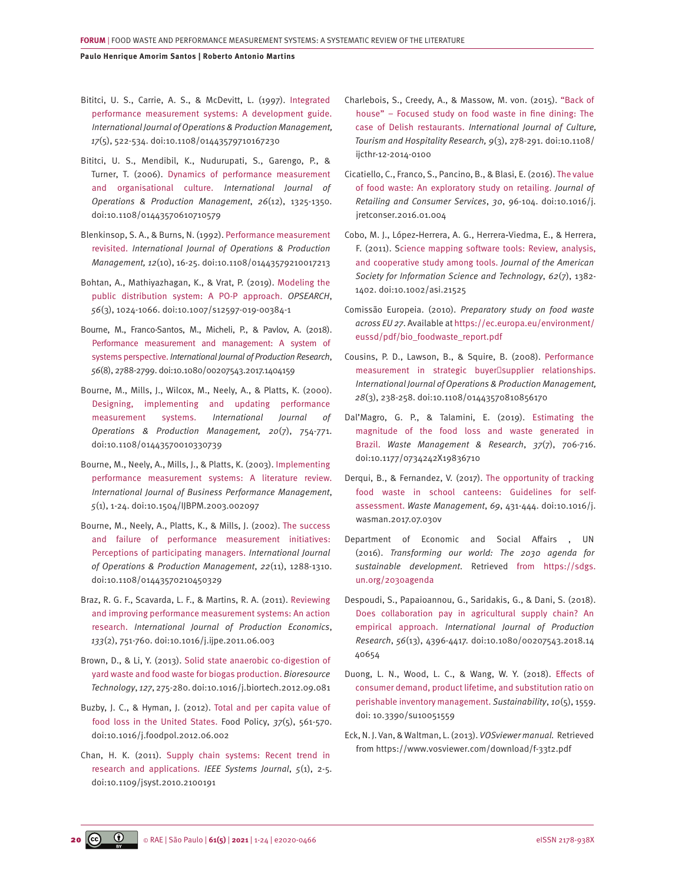Bititci, U. S., Carrie, A. S., & McDevitt, L. (1997). Integrated performance measurement systems: A development guide. *International Journal of Operations & Production Management, 17*(5), 522-534. doi:10.1108/01443579710167230

Bititci, U. S., Mendibil, K., Nudurupati, S., Garengo, P., & Turner, T. (2006). Dynamics of performance measurement and organisational culture. *International Journal of Operations & Production Management*, *26*(12), 1325-1350. doi:10.1108/01443570610710579

Blenkinsop, S. A., & Burns, N. (1992). Performance measurement revisited. *International Journal of Operations & Production Management, 12*(10), 16-25. doi:10.1108/01443579210017213

Bohtan, A., Mathiyazhagan, K., & Vrat, P. (2019). Modeling the public distribution system: A PO-P approach. *OPSEARCH*, *56*(3), 1024-1066. doi:10.1007/s12597-019-00384-1

Bourne, M., Franco-Santos, M., Micheli, P., & Pavlov, A. (2018). Performance measurement and management: A system of systems perspective. *International Journal of Production Research*, *56*(8), 2788-2799. doi:10.1080/00207543.2017.1404159

Bourne, M., Mills, J., Wilcox, M., Neely, A., & Platts, K. (2000). Designing, implementing and updating performance measurement systems. *International Journal of Operations & Production Management, 20*(7), 754-771. doi:10.1108/01443570010330739

Bourne, M., Neely, A., Mills, J., & Platts, K. (2003). Implementing performance measurement systems: A literature review. *International Journal of Business Performance Management*, *5*(1), 1-24. doi:10.1504/IJBPM.2003.002097

Bourne, M., Neely, A., Platts, K., & Mills, J. (2002). The success and failure of performance measurement initiatives: Perceptions of participating managers. *International Journal of Operations & Production Management*, *22*(11), 1288-1310. doi:10.1108/01443570210450329

Braz, R. G. F., Scavarda, L. F., & Martins, R. A. (2011). Reviewing and improving performance measurement systems: An action research. *International Journal of Production Economics*, *133*(2), 751-760. doi:10.1016/j.ijpe.2011.06.003

Brown, D., & Li, Y. (2013). Solid state anaerobic co-digestion of yard waste and food waste for biogas production. *Bioresource Technology*, *127*, 275-280. doi:10.1016/j.biortech.2012.09.081

Buzby, J. C., & Hyman, J. (2012). Total and per capita value of food loss in the United States. Food Policy, *37*(5), 561-570. doi:10.1016/j.foodpol.2012.06.002

Chan, H. K. (2011). Supply chain systems: Recent trend in research and applications. *IEEE Systems Journal*, *5*(1), 2-5. doi:10.1109/jsyst.2010.2100191

Charlebois, S., Creedy, A., & Massow, M. von. (2015). "Back of house" – Focused study on food waste in fine dining: The case of Delish restaurants. *International Journal of Culture, Tourism and Hospitality Research, 9*(3), 278-291. doi:10.1108/ijcthr-12-2014-0100

Cicatiello, C., Franco, S., Pancino, B., & Blasi, E. (2016). The value of food waste: An exploratory study on retailing. *Journal of Retailing and Consumer Services*, *30*, 96-104. doi:10.1016/j.jretconser.2016.01.004

Cobo, M. J., López-Herrera, A. G., Herrera-Viedma, E., & Herrera, F. (2011). Science mapping software tools: Review, analysis, and cooperative study among tools. *Journal of the American Society for Information Science and Technology*, *62*(7), 1382-1402. doi:10.1002/asi.21525

Comissão Europeia. (2010). *Preparatory study on food waste across EU 27*. Available at https://ec.europa.eu/environment/eussd/pdf/bio_foodwaste_report.pdf

Cousins, P. D., Lawson, B., & Squire, B. (2008). Performance measurement in strategic buyer‐supplier relationships. *International Journal of Operations & Production Management, 28*(3), 238-258. doi:10.1108/01443570810856170

Dal'Magro, G. P., & Talamini, E. (2019). Estimating the magnitude of the food loss and waste generated in Brazil. *Waste Management & Research*, *37*(7), 706-716. doi:10.1177/0734242X19836710

Derqui, B., & Fernandez, V. (2017). The opportunity of tracking food waste in school canteens: Guidelines for self-assessment. *Waste Management*, *69*, 431-444. doi:10.1016/j.wasman.2017.07.030v

Department of Economic and Social Affairs , UN (2016). *Transforming our world: The 2030 agenda for sustainable development*. Retrieved from https://sdgs.un.org/2030agenda

Despoudi, S., Papaioannou, G., Saridakis, G., & Dani, S. (2018). Does collaboration pay in agricultural supply chain? An empirical approach. *International Journal of Production Research*, *56*(13), 4396-4417. doi:10.1080/00207543.2018.1440654

Duong, L. N., Wood, L. C., & Wang, W. Y. (2018). Effects of consumer demand, product lifetime, and substitution ratio on perishable inventory management. *Sustainability*, *10*(5), 1559. doi: 10.3390/su10051559

Eck, N. J. Van, & Waltman, L. (2013). *VOSviewer manual.* Retrieved from https://www.vosviewer.com/download/f-33t2.pdf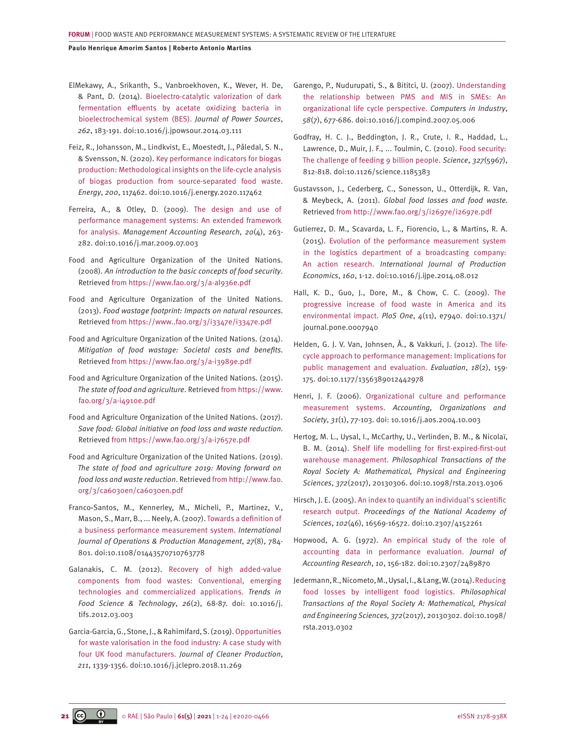ElMekawy, A., Srikanth, S., Vanbroekhoven, K., Wever, H. De, & Pant, D. (2014). Bioelectro-catalytic valorization of dark fermentation effluents by acetate oxidizing bacteria in bioelectrochemical system (BES). *Journal of Power Sources*, *262*, 183-191. doi:10.1016/j.jpowsour.2014.03.111

Feiz, R., Johansson, M., Lindkvist, E., Moestedt, J., Påledal, S. N., & Svensson, N. (2020). Key performance indicators for biogas production: Methodological insights on the life-cycle analysis of biogas production from source-separated food waste. *Energy*, *200*, 117462. doi:10.1016/j.energy.2020.117462

Ferreira, A., & Otley, D. (2009). The design and use of performance management systems: An extended framework for analysis. *Management Accounting Research*, *20*(4), 263-282. doi:10.1016/j.mar.2009.07.003

Food and Agriculture Organization of the United Nations. (2008). *An introduction to the basic concepts of food security*. Retrieved from https://www.fao.org/3/a-al936e.pdf

Food and Agriculture Organization of the United Nations. (2013). *Food wastage footprint: Impacts on natural resources*. Retrieved from https://www..fao.org/3/i3347e/i3347e.pdf

Food and Agriculture Organization of the United Nations. (2014). *Mitigation of food wastage: Societal costs and benefits*. Retrieved from https://www.fao.org/3/a-i3989e.pdf

Food and Agriculture Organization of the United Nations. (2015). *The state of food and agriculture*. Retrieved from https://www.fao.org/3/a-i4910e.pdf

Food and Agriculture Organization of the United Nations. (2017). *Save food: Global initiative on food loss and waste reduction*. Retrieved from https://www.fao.org/3/a-i7657e.pdf

Food and Agriculture Organization of the United Nations. (2019). *The state of food and agriculture 2019: Moving forward on food loss and waste reduction*. Retrieved from http://www.fao.org/3/ca6030en/ca6030en.pdf

Franco-Santos, M., Kennerley, M., Micheli, P., Martinez, V., Mason, S., Marr, B., ... Neely, A. (2007). Towards a definition of a business performance measurement system. *International Journal of Operations & Production Management*, *27*(8), 784-801. doi:10.1108/01443570710763778

Galanakis, C. M. (2012). Recovery of high added-value components from food wastes: Conventional, emerging technologies and commercialized applications. *Trends in Food Science & Technology*, *26*(2), 68-87. doi: 10.1016/j.tifs.2012.03.003

Garcia-Garcia, G., Stone, J., & Rahimifard, S. (2019). Opportunities for waste valorisation in the food industry: A case study with four UK food manufacturers. *Journal of Cleaner Production*, *211*, 1339-1356. doi:10.1016/j.jclepro.2018.11.269

Garengo, P., Nudurupati, S., & Bititci, U. (2007). Understanding the relationship between PMS and MIS in SMEs: An organizational life cycle perspective. *Computers in Industry*, *58*(7), 677-686. doi:10.1016/j.compind.2007.05.006

Godfray, H. C. J., Beddington, J. R., Crute, I. R., Haddad, L., Lawrence, D., Muir, J. F., ... Toulmin, C. (2010). Food security: The challenge of feeding 9 billion people. *Science*, *327*(5967), 812-818. doi:10.1126/science.1185383

Gustavsson, J., Cederberg, C., Sonesson, U., Otterdijk, R. Van, & Meybeck, A. (2011). *Global food losses and food waste*. Retrieved from http://www.fao.org/3/i2697e/i2697e.pdf

Gutierrez, D. M., Scavarda, L. F., Fiorencio, L., & Martins, R. A. (2015). Evolution of the performance measurement system in the logistics department of a broadcasting company: An action research. *International Journal of Production Economics*, *160*, 1-12. doi:10.1016/j.ijpe.2014.08.012

Hall, K. D., Guo, J., Dore, M., & Chow, C. C. (2009). The progressive increase of food waste in America and its environmental impact. *PloS One*, *4*(11), e7940. doi:10.1371/journal.pone.0007940

Helden, G. J. V. Van, Johnsen, Å., & Vakkuri, J. (2012). The life-cycle approach to performance management: Implications for public management and evaluation. *Evaluation*, *18*(2), 159-175. doi:10.1177/1356389012442978

Henri, J. F. (2006). Organizational culture and performance measurement systems. *Accounting, Organizations and Society*, *31*(1), 77-103. doi: 10.1016/j.aos.2004.10.003

Hertog, M. L., Uysal, I., McCarthy, U., Verlinden, B. M., & Nicolaï, B. M. (2014). Shelf life modelling for first-expired-first-out warehouse management. *Philosophical Transactions of the Royal Society A: Mathematical, Physical and Engineering Sciences*, *372*(2017), 20130306. doi:10.1098/rsta.2013.0306

Hirsch, J. E. (2005). An index to quantify an individual's scientific research output. *Proceedings of the National Academy of Sciences*, *102*(46), 16569-16572. doi:10.2307/4152261

Hopwood, A. G. (1972). An empirical study of the role of accounting data in performance evaluation. *Journal of Accounting Research*, *10*, 156-182. doi:10.2307/2489870

Jedermann, R., Nicometo, M., Uysal, I., & Lang, W. (2014). Reducing food losses by intelligent food logistics. *Philosophical Transactions of the Royal Society A: Mathematical, Physical and Engineering Sciences, 372*(2017), 20130302. doi:10.1098/rsta.2013.0302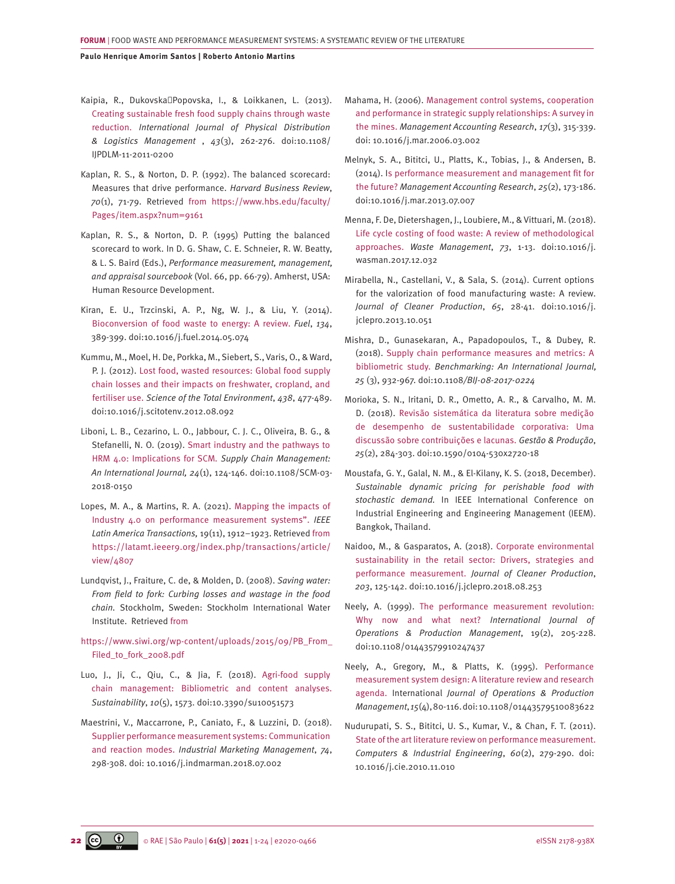Kaipia, R., Dukovska-Popovska, I., & Loikkanen, L. (2013). Creating sustainable fresh food supply chains through waste reduction. *International Journal of Physical Distribution & Logistics Management* , *43*(3), 262-276. doi:10.1108/IJPDLM-11-2011-0200

Kaplan, R. S., & Norton, D. P. (1992). The balanced scorecard: Measures that drive performance. *Harvard Business Review*, *70*(1), 71-79. Retrieved from https://www.hbs.edu/faculty/Pages/item.aspx?num=9161

Kaplan, R. S., & Norton, D. P. (1995) Putting the balanced scorecard to work. In D. G. Shaw, C. E. Schneier, R. W. Beatty, & L. S. Baird (Eds.), *Performance measurement, management, and appraisal sourcebook* (Vol. 66, pp. 66-79). Amherst, USA: Human Resource Development.

Kiran, E. U., Trzcinski, A. P., Ng, W. J., & Liu, Y. (2014). Bioconversion of food waste to energy: A review. *Fuel*, *134*, 389-399. doi:10.1016/j.fuel.2014.05.074

Kummu, M., Moel, H. De, Porkka, M., Siebert, S., Varis, O., & Ward, P. J. (2012). Lost food, wasted resources: Global food supply chain losses and their impacts on freshwater, cropland, and fertiliser use. *Science of the Total Environment*, *438*, 477-489. doi:10.1016/j.scitotenv.2012.08.092

Liboni, L. B., Cezarino, L. O., Jabbour, C. J. C., Oliveira, B. G., & Stefanelli, N. O. (2019). Smart industry and the pathways to HRM 4.0: Implications for SCM. *Supply Chain Management: An International Journal, 24*(1), 124-146. doi:10.1108/SCM-03-2018-0150

Lopes, M. A., & Martins, R. A. (2021). Mapping the impacts of Industry 4.0 on performance measurement systems". *IEEE Latin America Transactions,* 19(11), 1912–1923. Retrieved from https://latamt.ieeer9.org/index.php/transactions/article/view/4807

Lundqvist, J., Fraiture, C. de, & Molden, D. (2008). *Saving water: From field to fork: Curbing losses and wastage in the food chain*. Stockholm, Sweden: Stockholm International Water Institute. Retrieved from https://www.siwi.org/wp-content/uploads/2015/09/PB_From_Filed_to_fork_2008.pdf

Luo, J., Ji, C., Qiu, C., & Jia, F. (2018). Agri-food supply chain management: Bibliometric and content analyses. *Sustainability*, *10*(5), 1573. doi:10.3390/su10051573

Maestrini, V., Maccarrone, P., Caniato, F., & Luzzini, D. (2018). Supplier performance measurement systems: Communication and reaction modes. *Industrial Marketing Management*, *74*, 298-308. doi: 10.1016/j.indmarman.2018.07.002

Mahama, H. (2006). Management control systems, cooperation and performance in strategic supply relationships: A survey in the mines. *Management Accounting Research*, *17*(3), 315-339. doi: 10.1016/j.mar.2006.03.002

Melnyk, S. A., Bititci, U., Platts, K., Tobias, J., & Andersen, B. (2014). Is performance measurement and management fit for the future? *Management Accounting Research*, *25*(2), 173-186. doi:10.1016/j.mar.2013.07.007

Menna, F. De, Dietershagen, J., Loubiere, M., & Vittuari, M. (2018). Life cycle costing of food waste: A review of methodological approaches. *Waste Management*, *73*, 1-13. doi:10.1016/j.wasman.2017.12.032

Mirabella, N., Castellani, V., & Sala, S. (2014). Current options for the valorization of food manufacturing waste: A review. *Journal of Cleaner Production*, *65*, 28-41. doi:10.1016/j.jclepro.2013.10.051

Mishra, D., Gunasekaran, A., Papadopoulos, T., & Dubey, R. (2018). Supply chain performance measures and metrics: A bibliometric study. *Benchmarking: An International Journal, 25* (3), 932-967. doi:10.1108/*BIJ-08-2017-0224*

Morioka, S. N., Iritani, D. R., Ometto, A. R., & Carvalho, M. M. D. (2018). Revisão sistemática da literatura sobre medição de desempenho de sustentabilidade corporativa: Uma discussão sobre contribuições e lacunas. *Gestão & Produção*, *25*(2), 284-303. doi:10.1590/0104-530x2720-18

Moustafa, G. Y., Galal, N. M., & El-Kilany, K. S. (2018, December). *Sustainable dynamic pricing for perishable food with stochastic demand.* In IEEE International Conference on Industrial Engineering and Engineering Management (IEEM). Bangkok, Thailand.

Naidoo, M., & Gasparatos, A. (2018). Corporate environmental sustainability in the retail sector: Drivers, strategies and performance measurement. *Journal of Cleaner Production*, *203*, 125-142. doi:10.1016/j.jclepro.2018.08.253

Neely, A. (1999). The performance measurement revolution: Why now and what next? *International Journal of Operations & Production Management*, 19(2), 205-228. doi:10.1108/01443579910247437

Neely, A., Gregory, M., & Platts, K. (1995). Performance measurement system design: A literature review and research agenda. International *Journal of Operations & Production Management*, *15*(4), 80-116. doi:10.1108/01443579510083622

Nudurupati, S. S., Bititci, U. S., Kumar, V., & Chan, F. T. (2011). State of the art literature review on performance measurement. *Computers & Industrial Engineering*, *60*(2), 279-290. doi:10.1016/j.cie.2010.11.010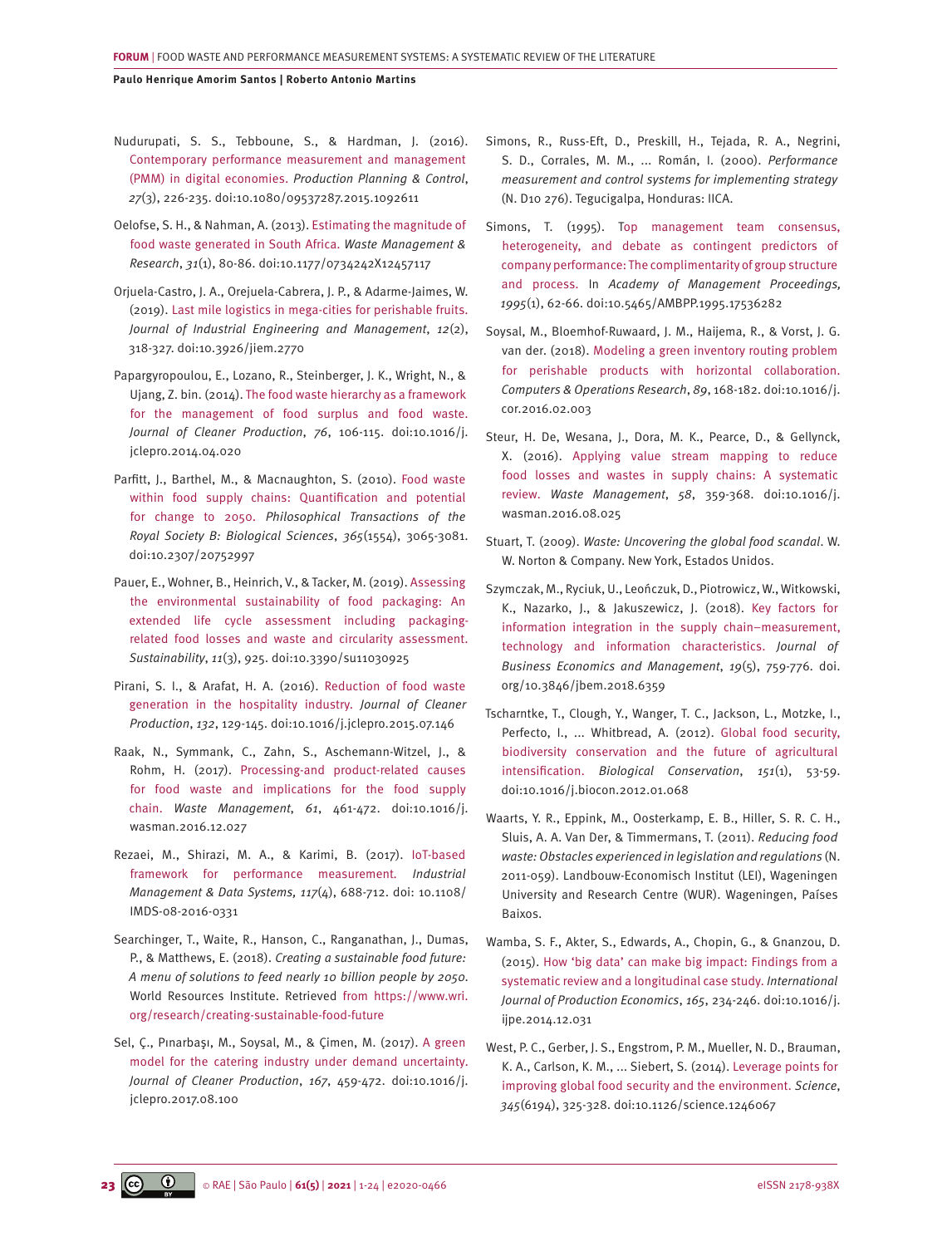Nudurupati, S. S., Tebboune, S., & Hardman, J. (2016). Contemporary performance measurement and management (PMM) in digital economies. *Production Planning & Control*, *27*(3), 226-235. doi:10.1080/09537287.2015.1092611

Oelofse, S. H., & Nahman, A. (2013). Estimating the magnitude of food waste generated in South Africa. *Waste Management & Research*, *31*(1), 80-86. doi:10.1177/0734242X12457117

Orjuela-Castro, J. A., Orejuela-Cabrera, J. P., & Adarme-Jaimes, W. (2019). Last mile logistics in mega-cities for perishable fruits. *Journal of Industrial Engineering and Management*, *12*(2), 318-327. doi:10.3926/jiem.2770

Papargyropoulou, E., Lozano, R., Steinberger, J. K., Wright, N., & Ujang, Z. bin. (2014). The food waste hierarchy as a framework for the management of food surplus and food waste. *Journal of Cleaner Production*, *76*, 106-115. doi:10.1016/j.jclepro.2014.04.020

Parfitt, J., Barthel, M., & Macnaughton, S. (2010). Food waste within food supply chains: Quantification and potential for change to 2050. *Philosophical Transactions of the Royal Society B: Biological Sciences*, *365*(1554), 3065-3081. doi:10.2307/20752997

Pauer, E., Wohner, B., Heinrich, V., & Tacker, M. (2019). Assessing the environmental sustainability of food packaging: An extended life cycle assessment including packaging-related food losses and waste and circularity assessment. *Sustainability*, *11*(3), 925. doi:10.3390/su11030925

Pirani, S. I., & Arafat, H. A. (2016). Reduction of food waste generation in the hospitality industry. *Journal of Cleaner Production*, *132*, 129-145. doi:10.1016/j.jclepro.2015.07.146

Raak, N., Symmank, C., Zahn, S., Aschemann-Witzel, J., & Rohm, H. (2017). Processing-and product-related causes for food waste and implications for the food supply chain. *Waste Management*, *61*, 461-472. doi:10.1016/j.wasman.2016.12.027

Rezaei, M., Shirazi, M. A., & Karimi, B. (2017). IoT-based framework for performance measurement. *Industrial Management & Data Systems, 117*(4), 688-712. doi: 10.1108/IMDS-08-2016-0331

Searchinger, T., Waite, R., Hanson, C., Ranganathan, J., Dumas, P., & Matthews, E. (2018). *Creating a sustainable food future: A menu of solutions to feed nearly 10 billion people by 2050*. World Resources Institute. Retrieved from https://www.wri.org/research/creating-sustainable-food-future

Sel, Ç., Pınarbaşı, M., Soysal, M., & Çimen, M. (2017). A green model for the catering industry under demand uncertainty. *Journal of Cleaner Production*, *167*, 459-472. doi:10.1016/j.jclepro.2017.08.100

Simons, R., Russ-Eft, D., Preskill, H., Tejada, R. A., Negrini, S. D., Corrales, M. M., ... Román, I. (2000). *Performance measurement and control systems for implementing strategy* (N. D10 276). Tegucigalpa, Honduras: IICA.

Simons, T. (1995). Top management team consensus, heterogeneity, and debate as contingent predictors of company performance: The complimentarity of group structure and process. In *Academy of Management Proceedings, 1995*(1), 62-66. doi:10.5465/AMBPP.1995.17536282

Soysal, M., Bloemhof-Ruwaard, J. M., Haijema, R., & Vorst, J. G. van der. (2018). Modeling a green inventory routing problem for perishable products with horizontal collaboration. *Computers & Operations Research*, *89*, 168-182. doi:10.1016/j.cor.2016.02.003

Steur, H. De, Wesana, J., Dora, M. K., Pearce, D., & Gellynck, X. (2016). Applying value stream mapping to reduce food losses and wastes in supply chains: A systematic review. *Waste Management*, *58*, 359-368. doi:10.1016/j.wasman.2016.08.025

Stuart, T. (2009). *Waste: Uncovering the global food scandal*. W. W. Norton & Company. New York, Estados Unidos.

Szymczak, M., Ryciuk, U., Leończuk, D., Piotrowicz, W., Witkowski, K., Nazarko, J., & Jakuszewicz, J. (2018). Key factors for information integration in the supply chain–measurement, technology and information characteristics. *Journal of Business Economics and Management*, *19*(5), 759-776. doi.org/10.3846/jbem.2018.6359

Tscharntke, T., Clough, Y., Wanger, T. C., Jackson, L., Motzke, I., Perfecto, I., ... Whitbread, A. (2012). Global food security, biodiversity conservation and the future of agricultural intensification. *Biological Conservation*, *151*(1), 53-59. doi:10.1016/j.biocon.2012.01.068

Waarts, Y. R., Eppink, M., Oosterkamp, E. B., Hiller, S. R. C. H., Sluis, A. A. Van Der, & Timmermans, T. (2011). *Reducing food waste: Obstacles experienced in legislation and regulations* (N. 2011-059). Landbouw-Economisch Instituut (LEI), Wageningen University and Research Centre (WUR). Wageningen, Países Baixos.

Wamba, S. F., Akter, S., Edwards, A., Chopin, G., & Gnanzou, D. (2015). How 'big data' can make big impact: Findings from a systematic review and a longitudinal case study. *International Journal of Production Economics*, *165*, 234-246. doi:10.1016/j.ijpe.2014.12.031

West, P. C., Gerber, J. S., Engstrom, P. M., Mueller, N. D., Brauman, K. A., Carlson, K. M., ... Siebert, S. (2014). Leverage points for improving global food security and the environment. *Science*, *345*(6194), 325-328. doi:10.1126/science.1246067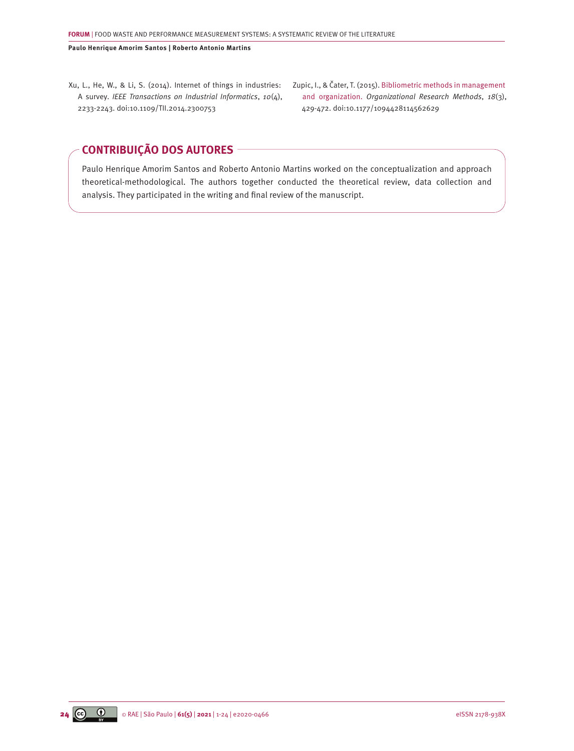Xu, L., He, W., & Li, S. (2014). Internet of things in industries: A survey. *IEEE Transactions on Industrial Informatics*, *10*(4), 2233-2243. doi:10.1109/TII.2014.2300753

Zupic, I., & Čater, T. (2015). Bibliometric methods in management and organization. *Organizational Research Methods*, *18*(3), 429-472. doi:10.1177/1094428114562629

## CONTRIBUIÇÃO DOS AUTORES

Paulo Henrique Amorim Santos and Roberto Antonio Martins worked on the conceptualization and approach theoretical-methodological. The authors together conducted the theoretical review, data collection and analysis. They participated in the writing and final review of the manuscript.